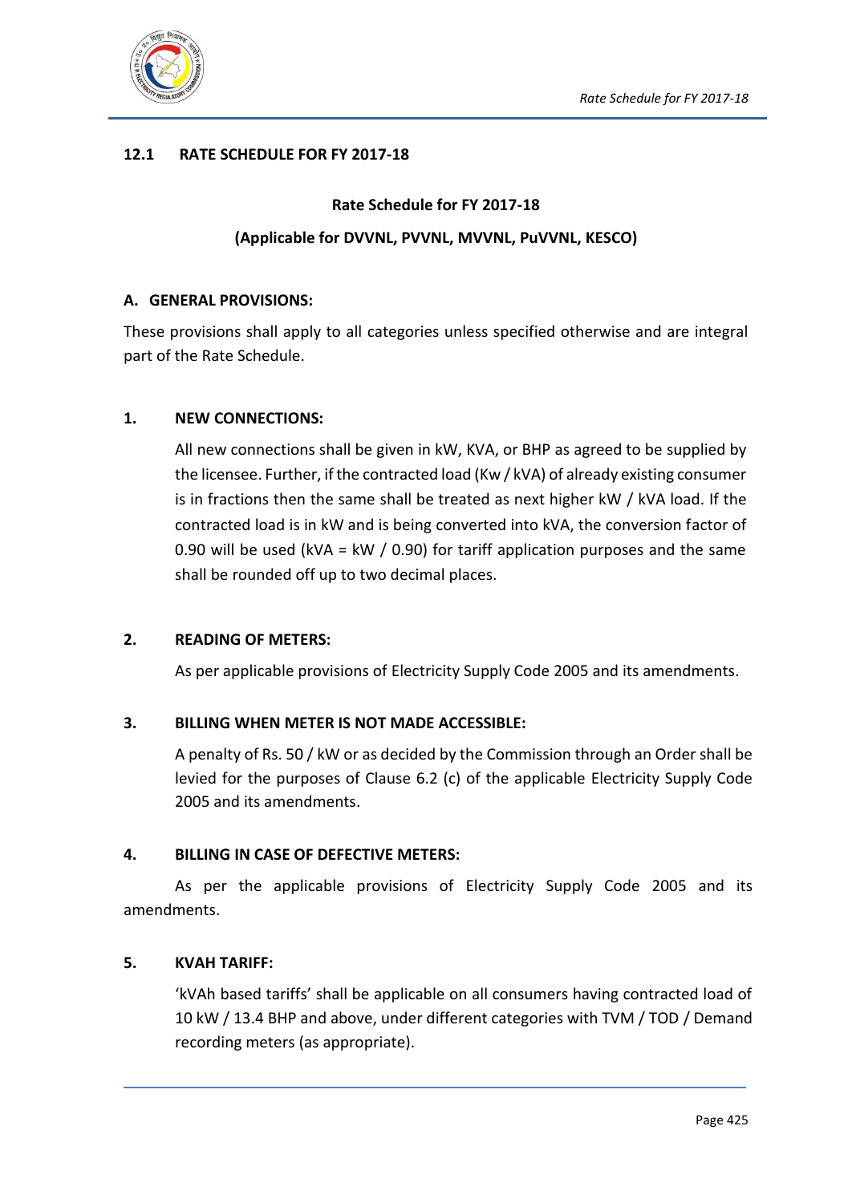## 12.1 RATE SCHEDULE FOR FY 2017-18

**Rate Schedule for FY 2017-18**

**(Applicable for DVVNL, PVVNL, MVVNL, PuVVNL, KESCO)**

### A. GENERAL PROVISIONS:

These provisions shall apply to all categories unless specified otherwise and are integral part of the Rate Schedule.

### 1. NEW CONNECTIONS:

All new connections shall be given in kW, KVA, or BHP as agreed to be supplied by the licensee. Further, if the contracted load (Kw / kVA) of already existing consumer is in fractions then the same shall be treated as next higher kW / kVA load. If the contracted load is in kW and is being converted into kVA, the conversion factor of 0.90 will be used (kVA = kW / 0.90) for tariff application purposes and the same shall be rounded off up to two decimal places.

### 2. READING OF METERS:

As per applicable provisions of Electricity Supply Code 2005 and its amendments.

### 3. BILLING WHEN METER IS NOT MADE ACCESSIBLE:

A penalty of Rs. 50 / kW or as decided by the Commission through an Order shall be levied for the purposes of Clause 6.2 (c) of the applicable Electricity Supply Code 2005 and its amendments.

### 4. BILLING IN CASE OF DEFECTIVE METERS:

As per the applicable provisions of Electricity Supply Code 2005 and its amendments.

### 5. KVAH TARIFF:

'kVAh based tariffs' shall be applicable on all consumers having contracted load of 10 kW / 13.4 BHP and above, under different categories with TVM / TOD / Demand recording meters (as appropriate).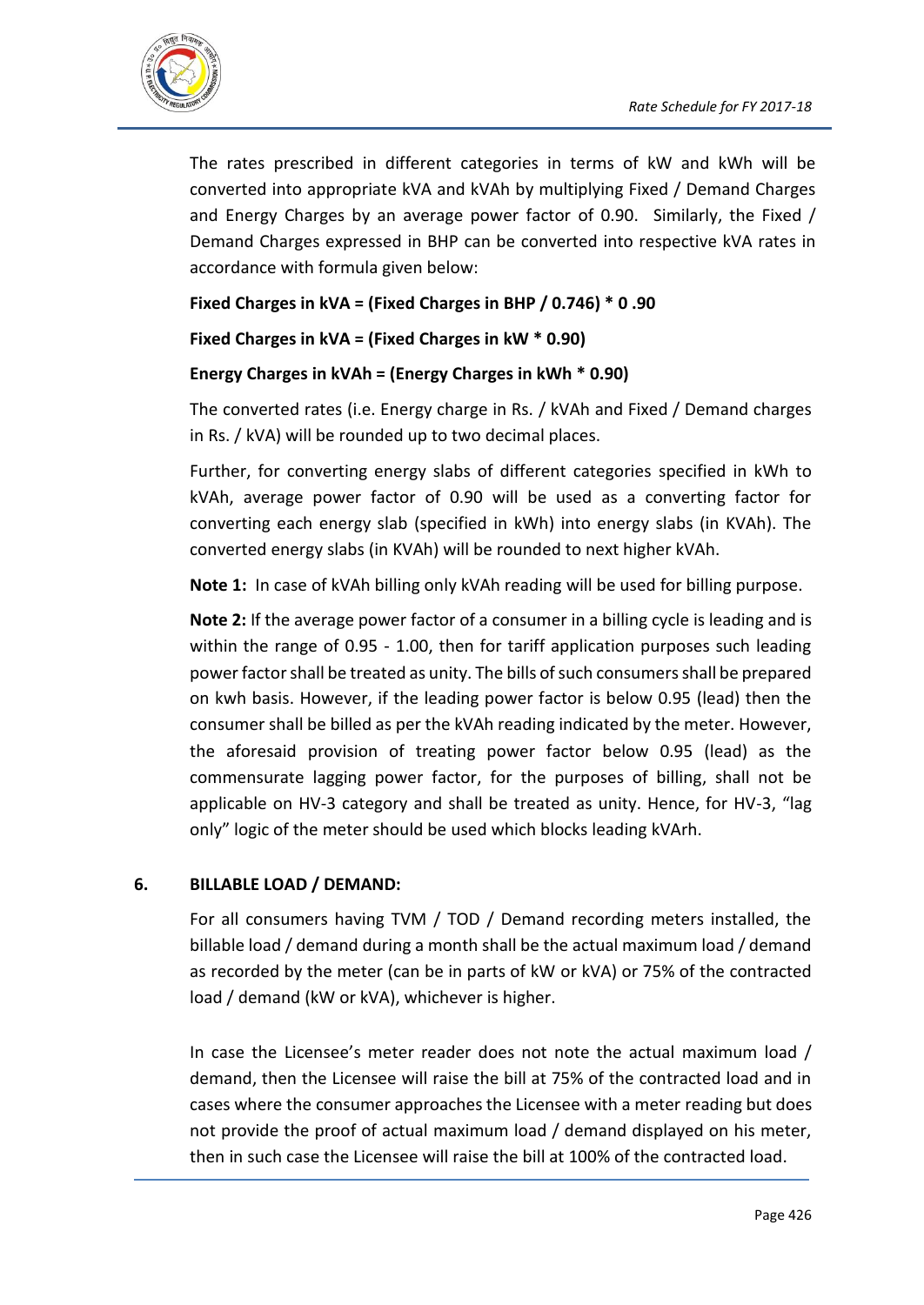The rates prescribed in different categories in terms of kW and kWh will be converted into appropriate kVA and kVAh by multiplying Fixed / Demand Charges and Energy Charges by an average power factor of 0.90. Similarly, the Fixed / Demand Charges expressed in BHP can be converted into respective kVA rates in accordance with formula given below:

**Fixed Charges in kVA = (Fixed Charges in BHP / 0.746) * 0 .90**

**Fixed Charges in kVA = (Fixed Charges in kW * 0.90)**

**Energy Charges in kVAh = (Energy Charges in kWh * 0.90)**

The converted rates (i.e. Energy charge in Rs. / kVAh and Fixed / Demand charges in Rs. / kVA) will be rounded up to two decimal places.

Further, for converting energy slabs of different categories specified in kWh to kVAh, average power factor of 0.90 will be used as a converting factor for converting each energy slab (specified in kWh) into energy slabs (in KVAh). The converted energy slabs (in KVAh) will be rounded to next higher kVAh.

**Note 1:** In case of kVAh billing only kVAh reading will be used for billing purpose.

**Note 2:** If the average power factor of a consumer in a billing cycle is leading and is within the range of 0.95 - 1.00, then for tariff application purposes such leading power factor shall be treated as unity. The bills of such consumers shall be prepared on kwh basis. However, if the leading power factor is below 0.95 (lead) then the consumer shall be billed as per the kVAh reading indicated by the meter. However, the aforesaid provision of treating power factor below 0.95 (lead) as the commensurate lagging power factor, for the purposes of billing, shall not be applicable on HV-3 category and shall be treated as unity. Hence, for HV-3, "lag only" logic of the meter should be used which blocks leading kVArh.

## 6. BILLABLE LOAD / DEMAND:

For all consumers having TVM / TOD / Demand recording meters installed, the billable load / demand during a month shall be the actual maximum load / demand as recorded by the meter (can be in parts of kW or kVA) or 75% of the contracted load / demand (kW or kVA), whichever is higher.

In case the Licensee's meter reader does not note the actual maximum load / demand, then the Licensee will raise the bill at 75% of the contracted load and in cases where the consumer approaches the Licensee with a meter reading but does not provide the proof of actual maximum load / demand displayed on his meter, then in such case the Licensee will raise the bill at 100% of the contracted load.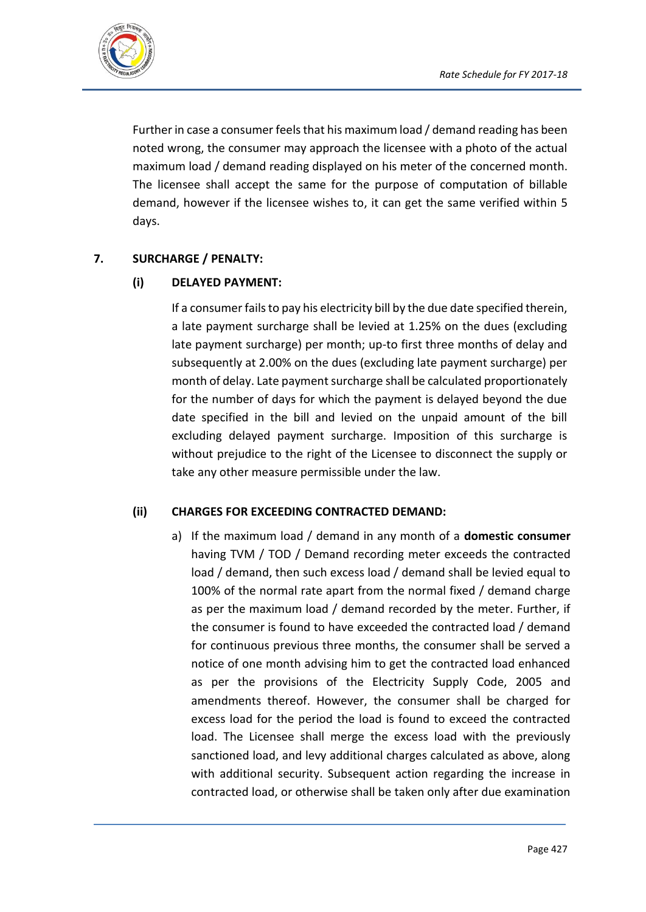Further in case a consumer feels that his maximum load / demand reading has been noted wrong, the consumer may approach the licensee with a photo of the actual maximum load / demand reading displayed on his meter of the concerned month. The licensee shall accept the same for the purpose of computation of billable demand, however if the licensee wishes to, it can get the same verified within 5 days.

## 7. SURCHARGE / PENALTY:

### (i) DELAYED PAYMENT:

If a consumer fails to pay his electricity bill by the due date specified therein, a late payment surcharge shall be levied at 1.25% on the dues (excluding late payment surcharge) per month; up-to first three months of delay and subsequently at 2.00% on the dues (excluding late payment surcharge) per month of delay. Late payment surcharge shall be calculated proportionately for the number of days for which the payment is delayed beyond the due date specified in the bill and levied on the unpaid amount of the bill excluding delayed payment surcharge. Imposition of this surcharge is without prejudice to the right of the Licensee to disconnect the supply or take any other measure permissible under the law.

### (ii) CHARGES FOR EXCEEDING CONTRACTED DEMAND:

a) If the maximum load / demand in any month of a **domestic consumer** having TVM / TOD / Demand recording meter exceeds the contracted load / demand, then such excess load / demand shall be levied equal to 100% of the normal rate apart from the normal fixed / demand charge as per the maximum load / demand recorded by the meter. Further, if the consumer is found to have exceeded the contracted load / demand for continuous previous three months, the consumer shall be served a notice of one month advising him to get the contracted load enhanced as per the provisions of the Electricity Supply Code, 2005 and amendments thereof. However, the consumer shall be charged for excess load for the period the load is found to exceed the contracted load. The Licensee shall merge the excess load with the previously sanctioned load, and levy additional charges calculated as above, along with additional security. Subsequent action regarding the increase in contracted load, or otherwise shall be taken only after due examination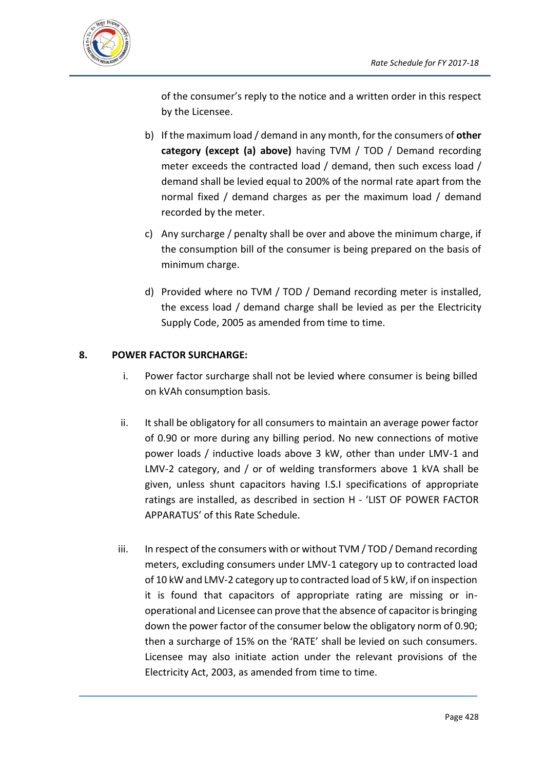of the consumer's reply to the notice and a written order in this respect by the Licensee.

b) If the maximum load / demand in any month, for the consumers of **other category (except (a) above)** having TVM / TOD / Demand recording meter exceeds the contracted load / demand, then such excess load / demand shall be levied equal to 200% of the normal rate apart from the normal fixed / demand charges as per the maximum load / demand recorded by the meter.

c) Any surcharge / penalty shall be over and above the minimum charge, if the consumption bill of the consumer is being prepared on the basis of minimum charge.

d) Provided where no TVM / TOD / Demand recording meter is installed, the excess load / demand charge shall be levied as per the Electricity Supply Code, 2005 as amended from time to time.

## 8. POWER FACTOR SURCHARGE:

i. Power factor surcharge shall not be levied where consumer is being billed on kVAh consumption basis.

ii. It shall be obligatory for all consumers to maintain an average power factor of 0.90 or more during any billing period. No new connections of motive power loads / inductive loads above 3 kW, other than under LMV-1 and LMV-2 category, and / or of welding transformers above 1 kVA shall be given, unless shunt capacitors having I.S.I specifications of appropriate ratings are installed, as described in section H - 'LIST OF POWER FACTOR APPARATUS' of this Rate Schedule.

iii. In respect of the consumers with or without TVM / TOD / Demand recording meters, excluding consumers under LMV-1 category up to contracted load of 10 kW and LMV-2 category up to contracted load of 5 kW, if on inspection it is found that capacitors of appropriate rating are missing or in-operational and Licensee can prove that the absence of capacitor is bringing down the power factor of the consumer below the obligatory norm of 0.90; then a surcharge of 15% on the 'RATE' shall be levied on such consumers. Licensee may also initiate action under the relevant provisions of the Electricity Act, 2003, as amended from time to time.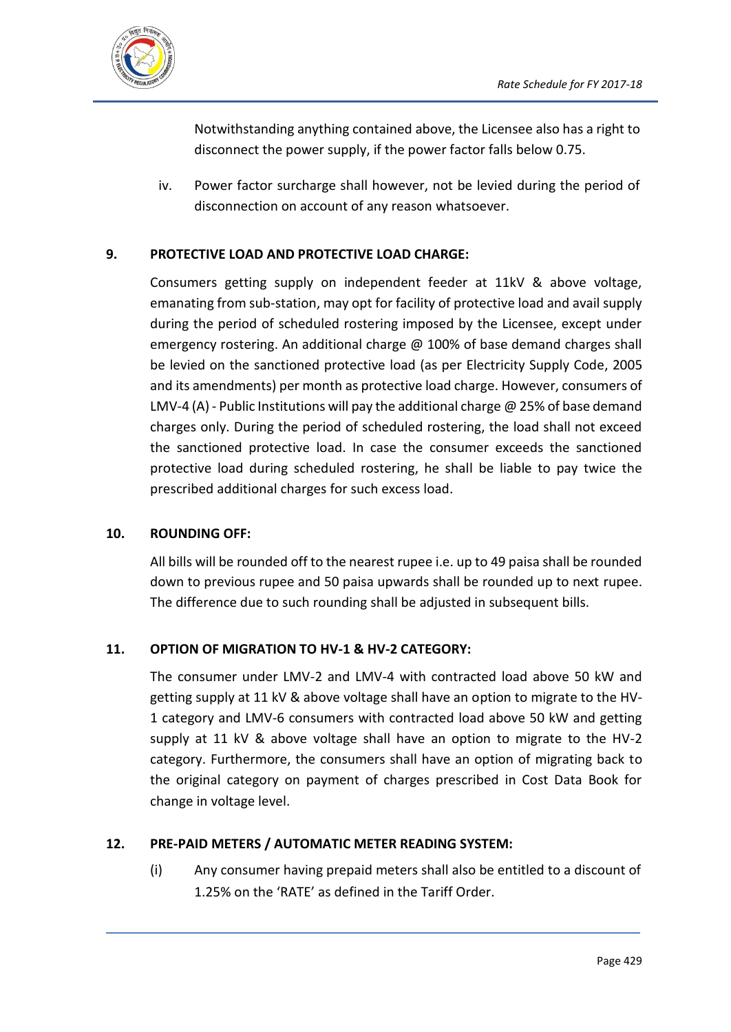Notwithstanding anything contained above, the Licensee also has a right to disconnect the power supply, if the power factor falls below 0.75.

iv. Power factor surcharge shall however, not be levied during the period of disconnection on account of any reason whatsoever.

## 9. PROTECTIVE LOAD AND PROTECTIVE LOAD CHARGE:

Consumers getting supply on independent feeder at 11kV & above voltage, emanating from sub-station, may opt for facility of protective load and avail supply during the period of scheduled rostering imposed by the Licensee, except under emergency rostering. An additional charge @ 100% of base demand charges shall be levied on the sanctioned protective load (as per Electricity Supply Code, 2005 and its amendments) per month as protective load charge. However, consumers of LMV-4 (A) - Public Institutions will pay the additional charge @ 25% of base demand charges only. During the period of scheduled rostering, the load shall not exceed the sanctioned protective load. In case the consumer exceeds the sanctioned protective load during scheduled rostering, he shall be liable to pay twice the prescribed additional charges for such excess load.

## 10. ROUNDING OFF:

All bills will be rounded off to the nearest rupee i.e. up to 49 paisa shall be rounded down to previous rupee and 50 paisa upwards shall be rounded up to next rupee. The difference due to such rounding shall be adjusted in subsequent bills.

## 11. OPTION OF MIGRATION TO HV-1 & HV-2 CATEGORY:

The consumer under LMV-2 and LMV-4 with contracted load above 50 kW and getting supply at 11 kV & above voltage shall have an option to migrate to the HV-1 category and LMV-6 consumers with contracted load above 50 kW and getting supply at 11 kV & above voltage shall have an option to migrate to the HV-2 category. Furthermore, the consumers shall have an option of migrating back to the original category on payment of charges prescribed in Cost Data Book for change in voltage level.

## 12. PRE-PAID METERS / AUTOMATIC METER READING SYSTEM:

(i) Any consumer having prepaid meters shall also be entitled to a discount of 1.25% on the 'RATE' as defined in the Tariff Order.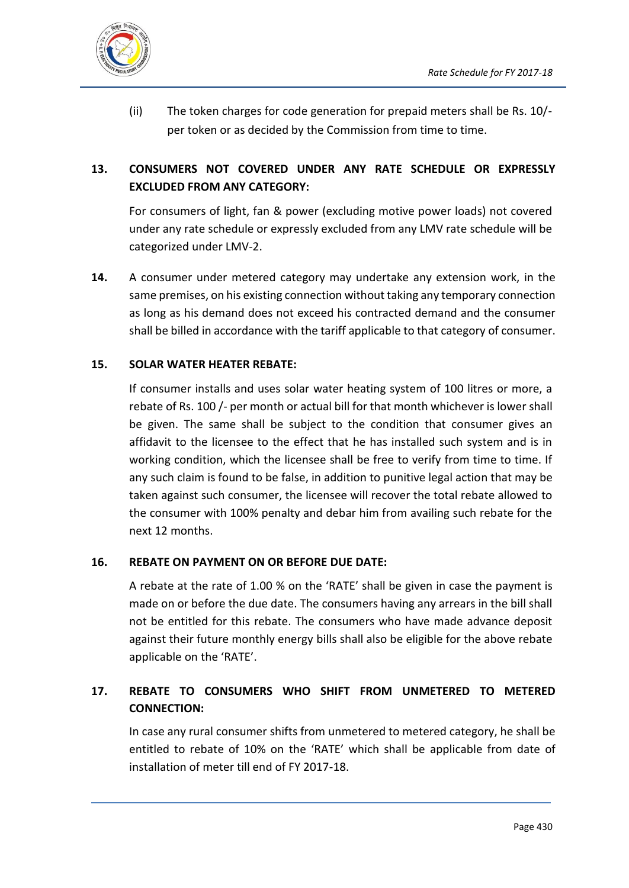(ii) The token charges for code generation for prepaid meters shall be Rs. 10/- per token or as decided by the Commission from time to time.

**13. CONSUMERS NOT COVERED UNDER ANY RATE SCHEDULE OR EXPRESSLY EXCLUDED FROM ANY CATEGORY:**

For consumers of light, fan & power (excluding motive power loads) not covered under any rate schedule or expressly excluded from any LMV rate schedule will be categorized under LMV-2.

**14.** A consumer under metered category may undertake any extension work, in the same premises, on his existing connection without taking any temporary connection as long as his demand does not exceed his contracted demand and the consumer shall be billed in accordance with the tariff applicable to that category of consumer.

**15. SOLAR WATER HEATER REBATE:**

If consumer installs and uses solar water heating system of 100 litres or more, a rebate of Rs. 100 /- per month or actual bill for that month whichever is lower shall be given. The same shall be subject to the condition that consumer gives an affidavit to the licensee to the effect that he has installed such system and is in working condition, which the licensee shall be free to verify from time to time. If any such claim is found to be false, in addition to punitive legal action that may be taken against such consumer, the licensee will recover the total rebate allowed to the consumer with 100% penalty and debar him from availing such rebate for the next 12 months.

**16. REBATE ON PAYMENT ON OR BEFORE DUE DATE:**

A rebate at the rate of 1.00 % on the 'RATE' shall be given in case the payment is made on or before the due date. The consumers having any arrears in the bill shall not be entitled for this rebate. The consumers who have made advance deposit against their future monthly energy bills shall also be eligible for the above rebate applicable on the 'RATE'.

**17. REBATE TO CONSUMERS WHO SHIFT FROM UNMETERED TO METERED CONNECTION:**

In case any rural consumer shifts from unmetered to metered category, he shall be entitled to rebate of 10% on the 'RATE' which shall be applicable from date of installation of meter till end of FY 2017-18.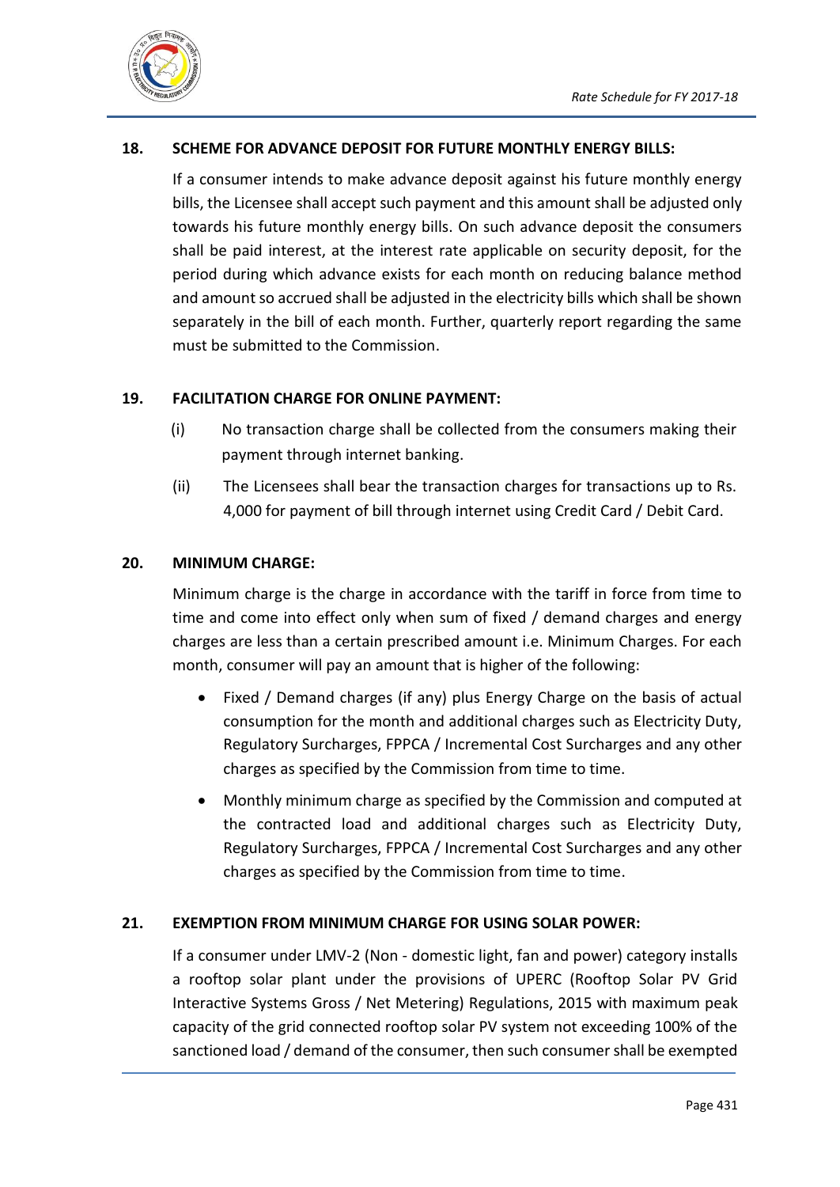## 18. SCHEME FOR ADVANCE DEPOSIT FOR FUTURE MONTHLY ENERGY BILLS:

If a consumer intends to make advance deposit against his future monthly energy bills, the Licensee shall accept such payment and this amount shall be adjusted only towards his future monthly energy bills. On such advance deposit the consumers shall be paid interest, at the interest rate applicable on security deposit, for the period during which advance exists for each month on reducing balance method and amount so accrued shall be adjusted in the electricity bills which shall be shown separately in the bill of each month. Further, quarterly report regarding the same must be submitted to the Commission.

## 19. FACILITATION CHARGE FOR ONLINE PAYMENT:

(i) No transaction charge shall be collected from the consumers making their payment through internet banking.

(ii) The Licensees shall bear the transaction charges for transactions up to Rs. 4,000 for payment of bill through internet using Credit Card / Debit Card.

## 20. MINIMUM CHARGE:

Minimum charge is the charge in accordance with the tariff in force from time to time and come into effect only when sum of fixed / demand charges and energy charges are less than a certain prescribed amount i.e. Minimum Charges. For each month, consumer will pay an amount that is higher of the following:

- Fixed / Demand charges (if any) plus Energy Charge on the basis of actual consumption for the month and additional charges such as Electricity Duty, Regulatory Surcharges, FPPCA / Incremental Cost Surcharges and any other charges as specified by the Commission from time to time.
- Monthly minimum charge as specified by the Commission and computed at the contracted load and additional charges such as Electricity Duty, Regulatory Surcharges, FPPCA / Incremental Cost Surcharges and any other charges as specified by the Commission from time to time.

## 21. EXEMPTION FROM MINIMUM CHARGE FOR USING SOLAR POWER:

If a consumer under LMV-2 (Non - domestic light, fan and power) category installs a rooftop solar plant under the provisions of UPERC (Rooftop Solar PV Grid Interactive Systems Gross / Net Metering) Regulations, 2015 with maximum peak capacity of the grid connected rooftop solar PV system not exceeding 100% of the sanctioned load / demand of the consumer, then such consumer shall be exempted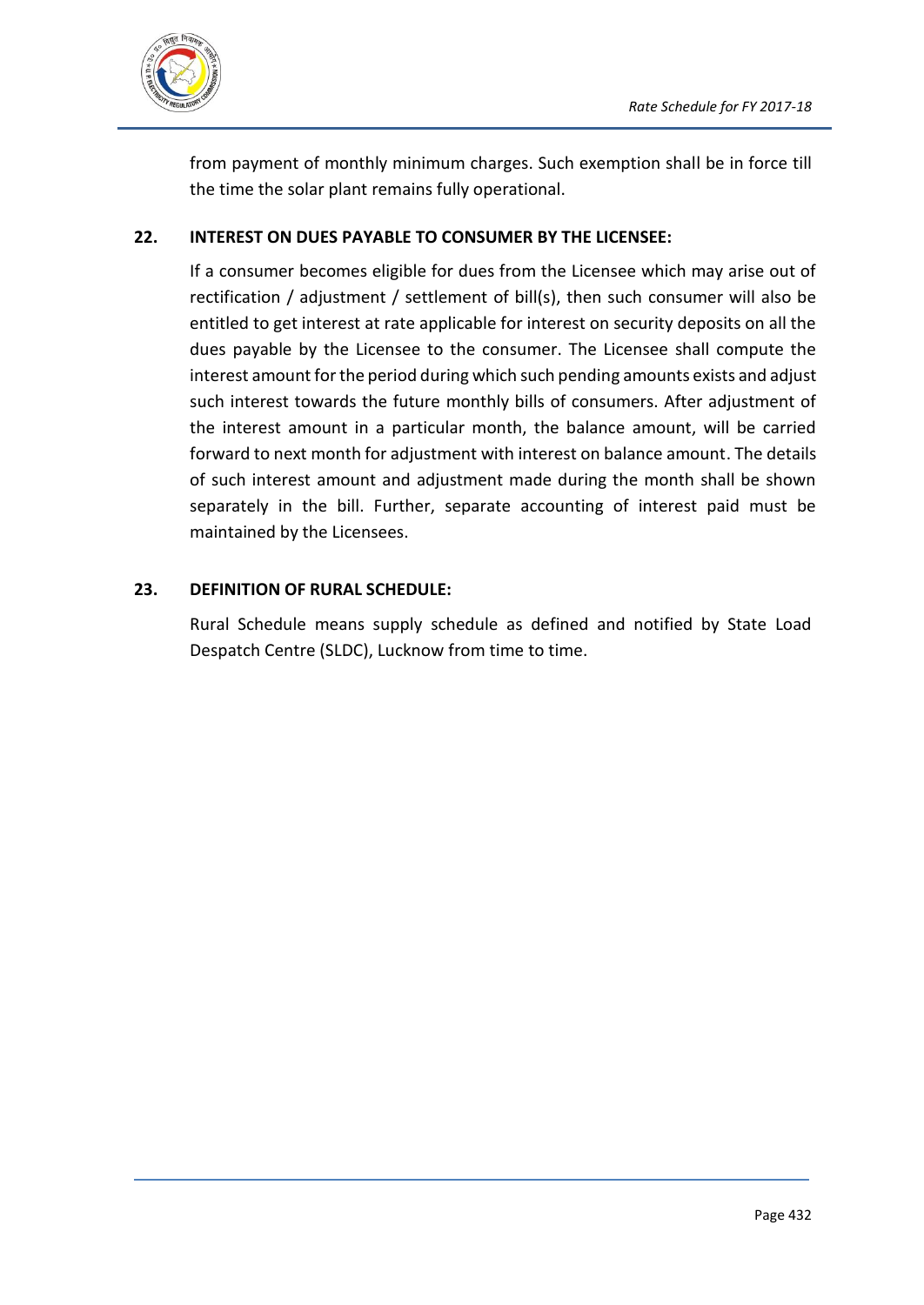from payment of monthly minimum charges. Such exemption shall be in force till the time the solar plant remains fully operational.

## 22. INTEREST ON DUES PAYABLE TO CONSUMER BY THE LICENSEE:

If a consumer becomes eligible for dues from the Licensee which may arise out of rectification / adjustment / settlement of bill(s), then such consumer will also be entitled to get interest at rate applicable for interest on security deposits on all the dues payable by the Licensee to the consumer. The Licensee shall compute the interest amount for the period during which such pending amounts exists and adjust such interest towards the future monthly bills of consumers. After adjustment of the interest amount in a particular month, the balance amount, will be carried forward to next month for adjustment with interest on balance amount. The details of such interest amount and adjustment made during the month shall be shown separately in the bill. Further, separate accounting of interest paid must be maintained by the Licensees.

## 23. DEFINITION OF RURAL SCHEDULE:

Rural Schedule means supply schedule as defined and notified by State Load Despatch Centre (SLDC), Lucknow from time to time.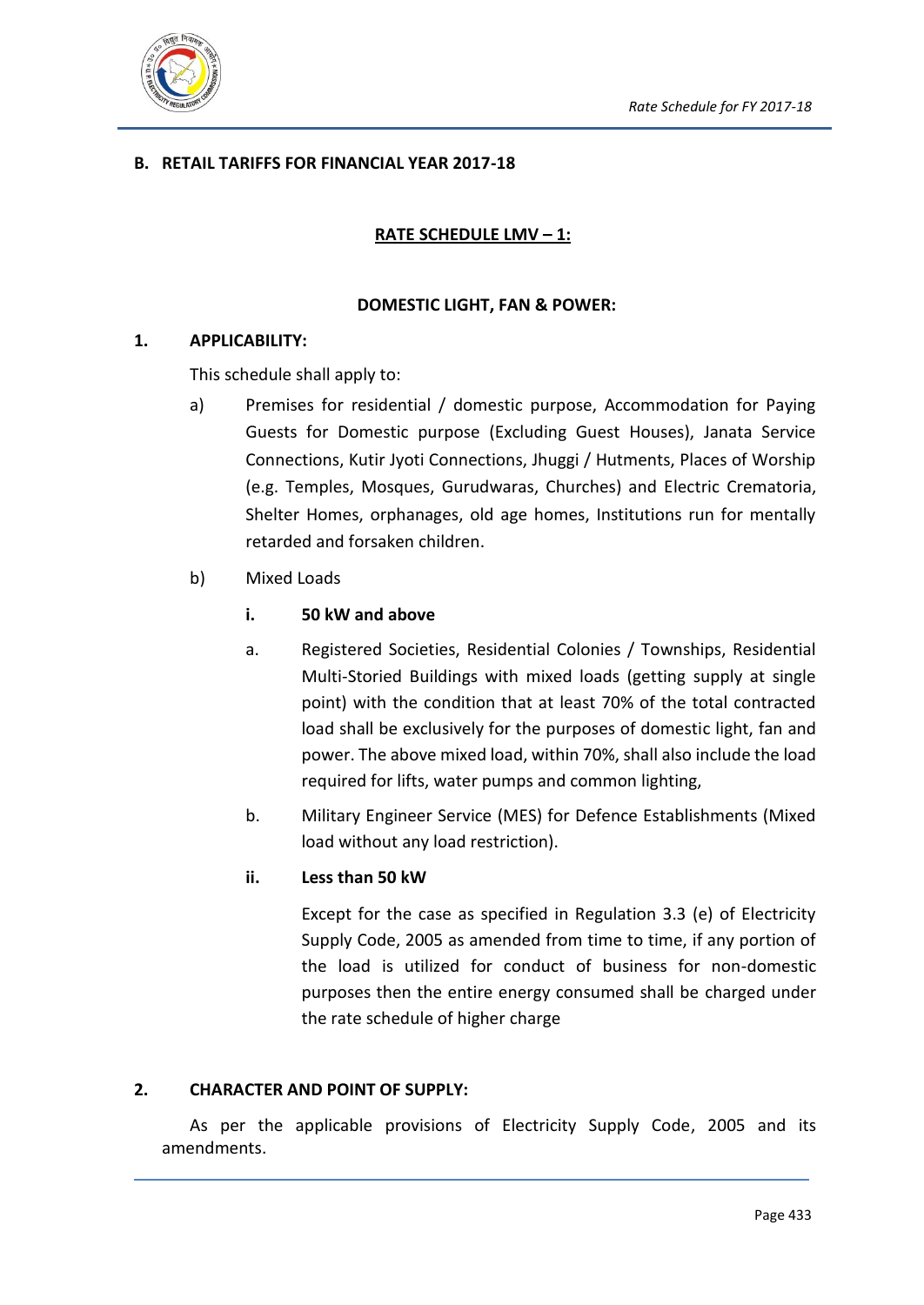## B. RETAIL TARIFFS FOR FINANCIAL YEAR 2017-18

### RATE SCHEDULE LMV – 1:

### DOMESTIC LIGHT, FAN & POWER:

**1. APPLICABILITY:**

This schedule shall apply to:

a) Premises for residential / domestic purpose, Accommodation for Paying Guests for Domestic purpose (Excluding Guest Houses), Janata Service Connections, Kutir Jyoti Connections, Jhuggi / Hutments, Places of Worship (e.g. Temples, Mosques, Gurudwaras, Churches) and Electric Crematoria, Shelter Homes, orphanages, old age homes, Institutions run for mentally retarded and forsaken children.

b) Mixed Loads

**i. 50 kW and above**

a. Registered Societies, Residential Colonies / Townships, Residential Multi-Storied Buildings with mixed loads (getting supply at single point) with the condition that at least 70% of the total contracted load shall be exclusively for the purposes of domestic light, fan and power. The above mixed load, within 70%, shall also include the load required for lifts, water pumps and common lighting,

b. Military Engineer Service (MES) for Defence Establishments (Mixed load without any load restriction).

**ii. Less than 50 kW**

Except for the case as specified in Regulation 3.3 (e) of Electricity Supply Code, 2005 as amended from time to time, if any portion of the load is utilized for conduct of business for non-domestic purposes then the entire energy consumed shall be charged under the rate schedule of higher charge

**2. CHARACTER AND POINT OF SUPPLY:**

As per the applicable provisions of Electricity Supply Code, 2005 and its amendments.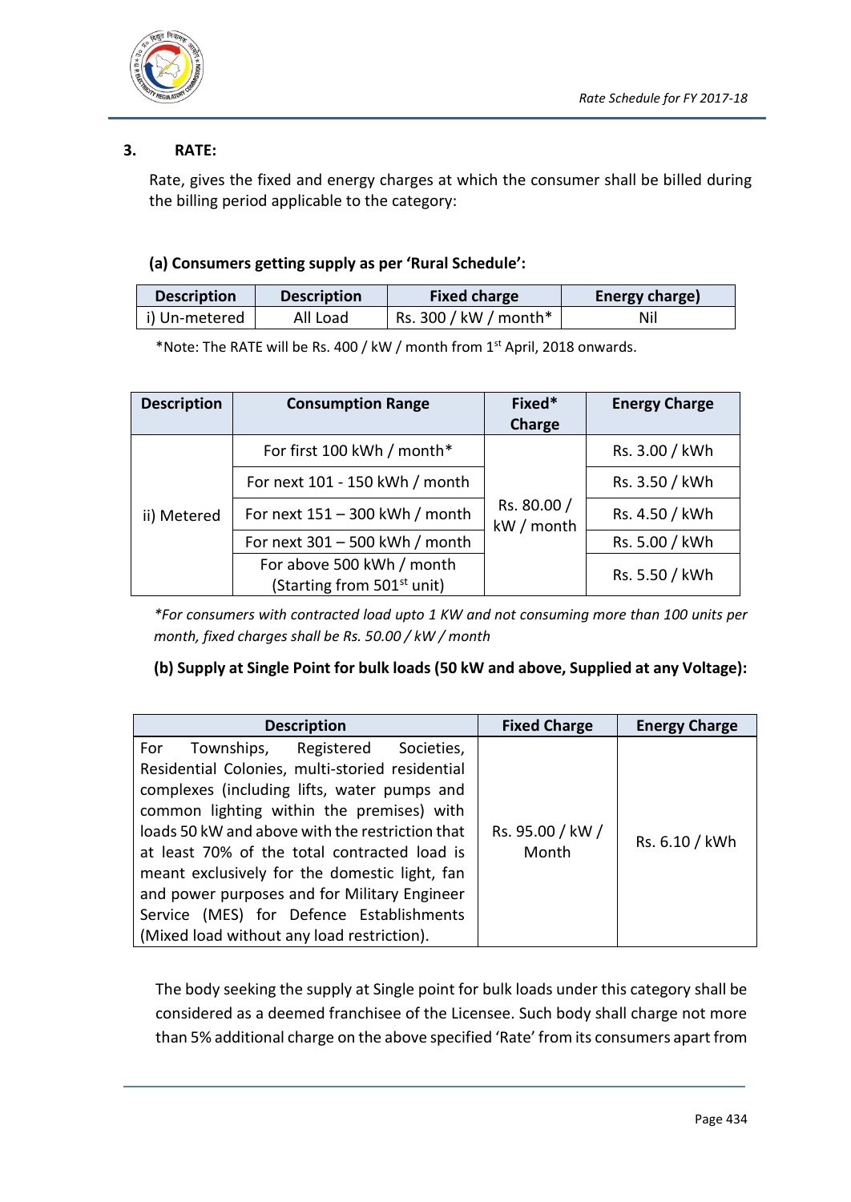### 3. RATE:

Rate, gives the fixed and energy charges at which the consumer shall be billed during the billing period applicable to the category:

#### (a) Consumers getting supply as per 'Rural Schedule':

| Description | Description | Fixed charge | Energy charge) |
|---|---|---|---|
| i) Un-metered | All Load | Rs. 300 / kW / month* | Nil |

*Note: The RATE will be Rs. 400 / kW / month from 1st April, 2018 onwards.

| Description | Consumption Range | Fixed* Charge | Energy Charge |
|---|---|---|---|
| ii) Metered | For first 100 kWh / month* | Rs. 80.00 / kW / month | Rs. 3.00 / kWh |
| | For next 101 - 150 kWh / month | | Rs. 3.50 / kWh |
| | For next 151 – 300 kWh / month | | Rs. 4.50 / kWh |
| | For next 301 – 500 kWh / month | | Rs. 5.00 / kWh |
| | For above 500 kWh / month (Starting from 501st unit) | | Rs. 5.50 / kWh |

*\*For consumers with contracted load upto 1 KW and not consuming more than 100 units per month, fixed charges shall be Rs. 50.00 / kW / month*

#### (b) Supply at Single Point for bulk loads (50 kW and above, Supplied at any Voltage):

| Description | Fixed Charge | Energy Charge |
|---|---|---|
| For Townships, Registered Societies, Residential Colonies, multi-storied residential complexes (including lifts, water pumps and common lighting within the premises) with loads 50 kW and above with the restriction that at least 70% of the total contracted load is meant exclusively for the domestic light, fan and power purposes and for Military Engineer Service (MES) for Defence Establishments (Mixed load without any load restriction). | Rs. 95.00 / kW / Month | Rs. 6.10 / kWh |

The body seeking the supply at Single point for bulk loads under this category shall be considered as a deemed franchisee of the Licensee. Such body shall charge not more than 5% additional charge on the above specified 'Rate' from its consumers apart from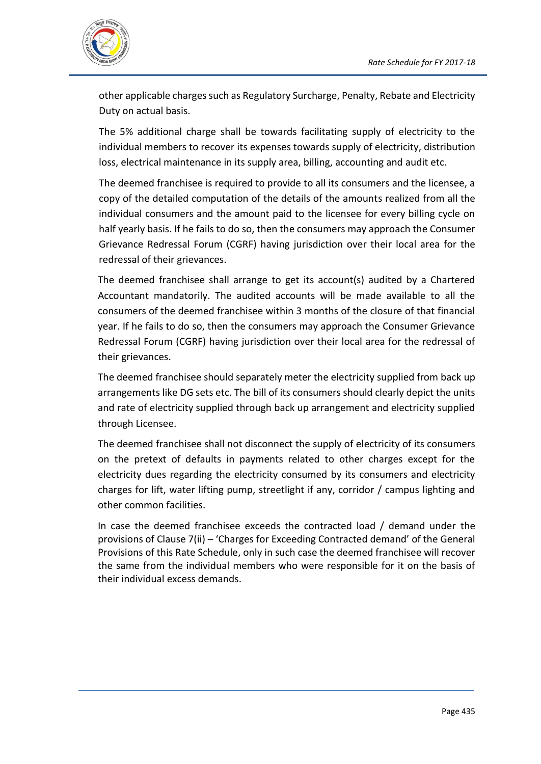other applicable charges such as Regulatory Surcharge, Penalty, Rebate and Electricity Duty on actual basis.

The 5% additional charge shall be towards facilitating supply of electricity to the individual members to recover its expenses towards supply of electricity, distribution loss, electrical maintenance in its supply area, billing, accounting and audit etc.

The deemed franchisee is required to provide to all its consumers and the licensee, a copy of the detailed computation of the details of the amounts realized from all the individual consumers and the amount paid to the licensee for every billing cycle on half yearly basis. If he fails to do so, then the consumers may approach the Consumer Grievance Redressal Forum (CGRF) having jurisdiction over their local area for the redressal of their grievances.

The deemed franchisee shall arrange to get its account(s) audited by a Chartered Accountant mandatorily. The audited accounts will be made available to all the consumers of the deemed franchisee within 3 months of the closure of that financial year. If he fails to do so, then the consumers may approach the Consumer Grievance Redressal Forum (CGRF) having jurisdiction over their local area for the redressal of their grievances.

The deemed franchisee should separately meter the electricity supplied from back up arrangements like DG sets etc. The bill of its consumers should clearly depict the units and rate of electricity supplied through back up arrangement and electricity supplied through Licensee.

The deemed franchisee shall not disconnect the supply of electricity of its consumers on the pretext of defaults in payments related to other charges except for the electricity dues regarding the electricity consumed by its consumers and electricity charges for lift, water lifting pump, streetlight if any, corridor / campus lighting and other common facilities.

In case the deemed franchisee exceeds the contracted load / demand under the provisions of Clause 7(ii) – 'Charges for Exceeding Contracted demand' of the General Provisions of this Rate Schedule, only in such case the deemed franchisee will recover the same from the individual members who were responsible for it on the basis of their individual excess demands.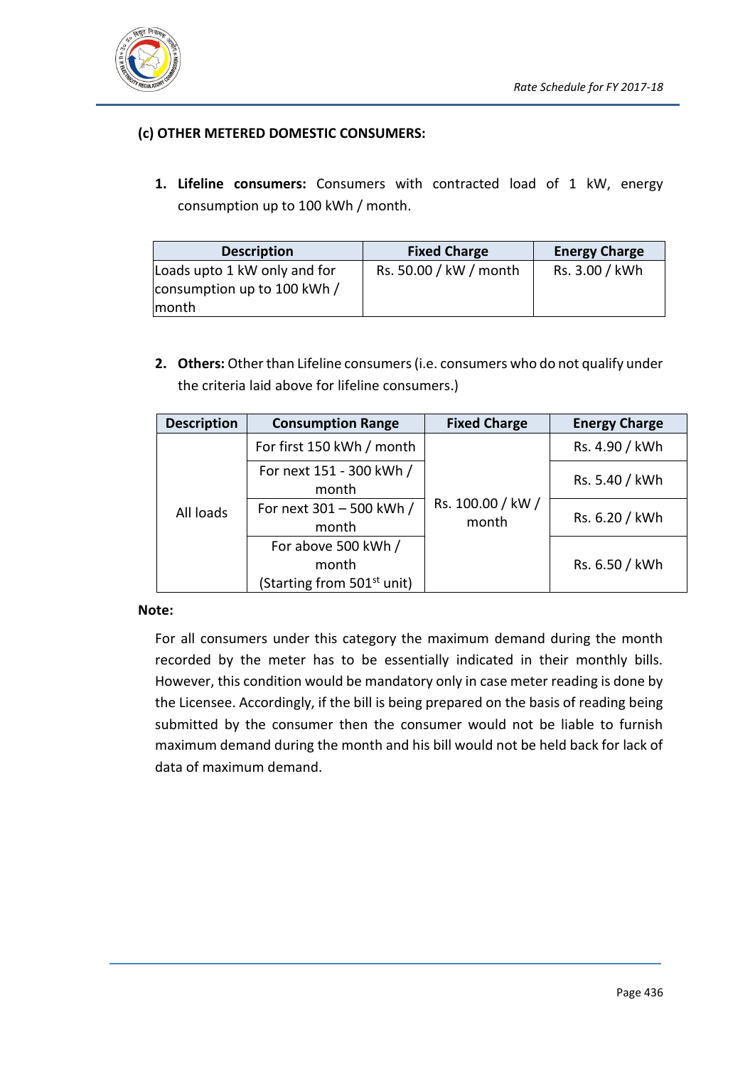### (c) OTHER METERED DOMESTIC CONSUMERS:

1. **Lifeline consumers:** Consumers with contracted load of 1 kW, energy consumption up to 100 kWh / month.

| Description | Fixed Charge | Energy Charge |
|---|---|---|
| Loads upto 1 kW only and for consumption up to 100 kWh / month | Rs. 50.00 / kW / month | Rs. 3.00 / kWh |

2. **Others:** Other than Lifeline consumers (i.e. consumers who do not qualify under the criteria laid above for lifeline consumers.)

| Description | Consumption Range | Fixed Charge | Energy Charge |
|---|---|---|---|
| All loads | For first 150 kWh / month | Rs. 100.00 / kW / month | Rs. 4.90 / kWh |
| | For next 151 - 300 kWh / month | | Rs. 5.40 / kWh |
| | For next 301 – 500 kWh / month | | Rs. 6.20 / kWh |
| | For above 500 kWh / month (Starting from 501st unit) | | Rs. 6.50 / kWh |

**Note:**

For all consumers under this category the maximum demand during the month recorded by the meter has to be essentially indicated in their monthly bills. However, this condition would be mandatory only in case meter reading is done by the Licensee. Accordingly, if the bill is being prepared on the basis of reading being submitted by the consumer then the consumer would not be liable to furnish maximum demand during the month and his bill would not be held back for lack of data of maximum demand.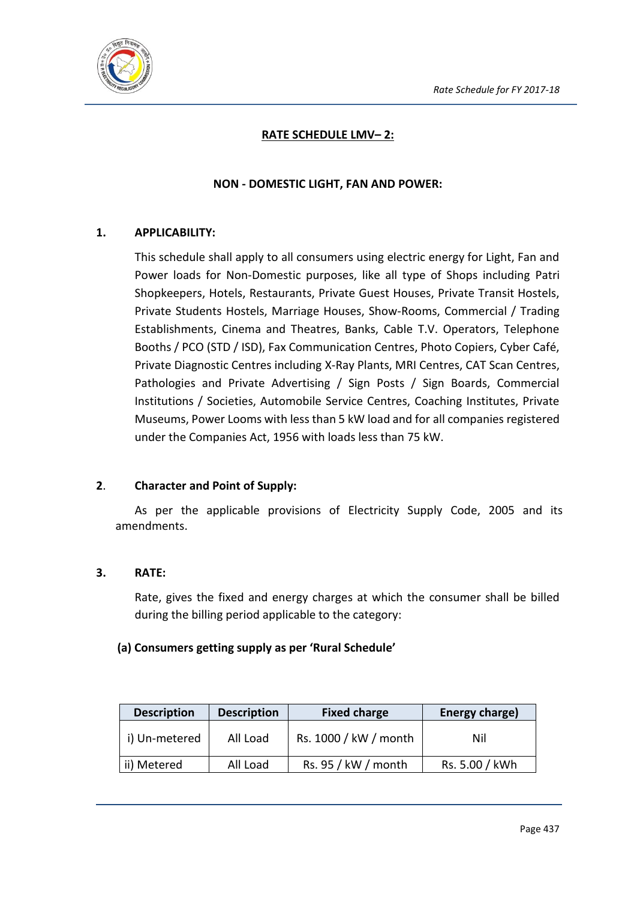## RATE SCHEDULE LMV– 2:

### NON - DOMESTIC LIGHT, FAN AND POWER:

**1. APPLICABILITY:**

This schedule shall apply to all consumers using electric energy for Light, Fan and Power loads for Non-Domestic purposes, like all type of Shops including Patri Shopkeepers, Hotels, Restaurants, Private Guest Houses, Private Transit Hostels, Private Students Hostels, Marriage Houses, Show-Rooms, Commercial / Trading Establishments, Cinema and Theatres, Banks, Cable T.V. Operators, Telephone Booths / PCO (STD / ISD), Fax Communication Centres, Photo Copiers, Cyber Café, Private Diagnostic Centres including X-Ray Plants, MRI Centres, CAT Scan Centres, Pathologies and Private Advertising / Sign Posts / Sign Boards, Commercial Institutions / Societies, Automobile Service Centres, Coaching Institutes, Private Museums, Power Looms with less than 5 kW load and for all companies registered under the Companies Act, 1956 with loads less than 75 kW.

**2. Character and Point of Supply:**

As per the applicable provisions of Electricity Supply Code, 2005 and its amendments.

**3. RATE:**

Rate, gives the fixed and energy charges at which the consumer shall be billed during the billing period applicable to the category:

**(a) Consumers getting supply as per 'Rural Schedule'**

| Description | Description | Fixed charge | Energy charge) |
|---|---|---|---|
| i) Un-metered | All Load | Rs. 1000 / kW / month | Nil |
| ii) Metered | All Load | Rs. 95 / kW / month | Rs. 5.00 / kWh |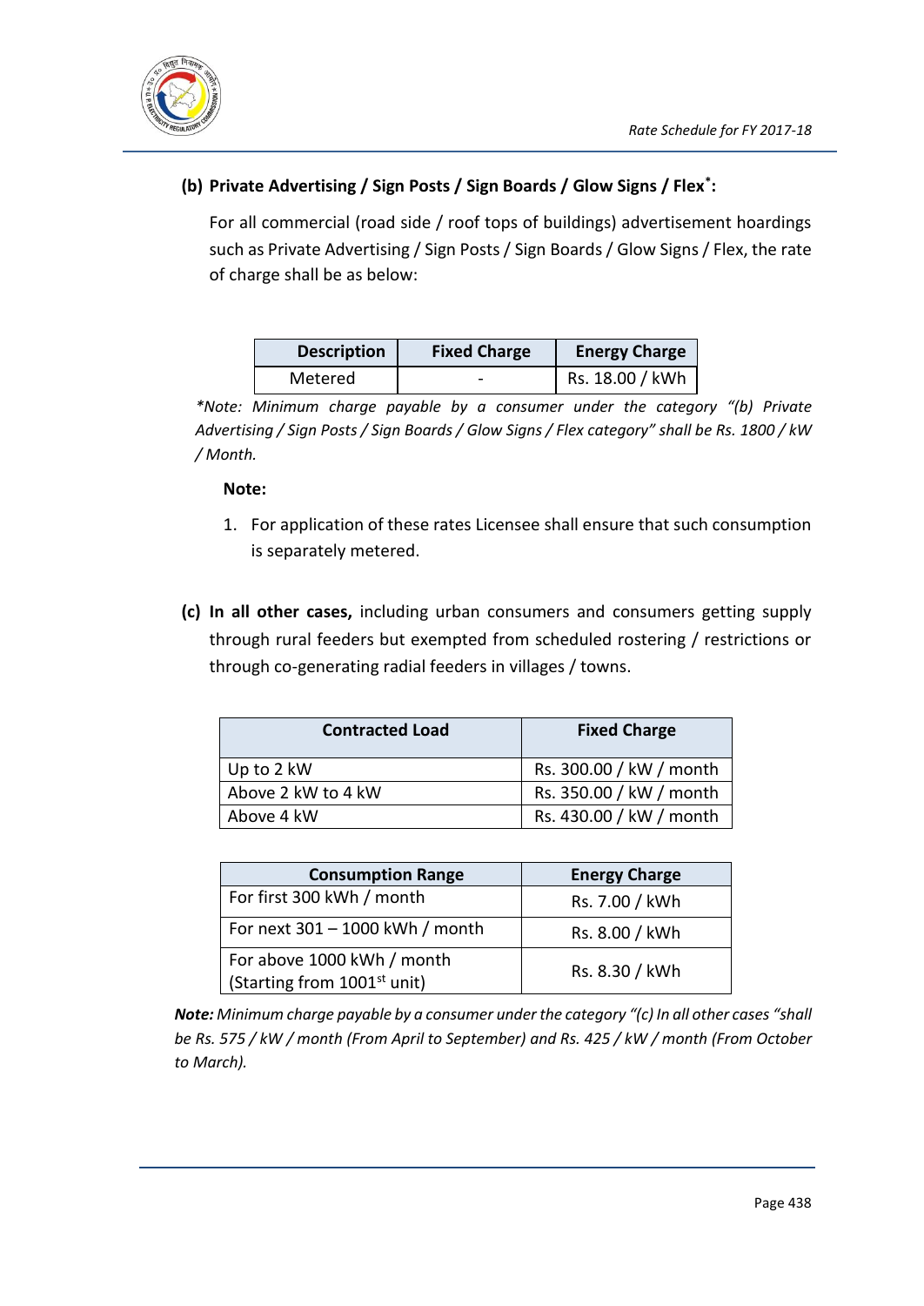**(b) Private Advertising / Sign Posts / Sign Boards / Glow Signs / Flex*:**

For all commercial (road side / roof tops of buildings) advertisement hoardings such as Private Advertising / Sign Posts / Sign Boards / Glow Signs / Flex, the rate of charge shall be as below:

| Description | Fixed Charge | Energy Charge |
|---|---|---|
| Metered | - | Rs. 18.00 / kWh |

*\*Note: Minimum charge payable by a consumer under the category "(b) Private Advertising / Sign Posts / Sign Boards / Glow Signs / Flex category" shall be Rs. 1800 / kW / Month.*

**Note:**

1. For application of these rates Licensee shall ensure that such consumption is separately metered.

**(c) In all other cases,** including urban consumers and consumers getting supply through rural feeders but exempted from scheduled rostering / restrictions or through co-generating radial feeders in villages / towns.

| Contracted Load | Fixed Charge |
|---|---|
| Up to 2 kW | Rs. 300.00 / kW / month |
| Above 2 kW to 4 kW | Rs. 350.00 / kW / month |
| Above 4 kW | Rs. 430.00 / kW / month |

| Consumption Range | Energy Charge |
|---|---|
| For first 300 kWh / month | Rs. 7.00 / kWh |
| For next 301 – 1000 kWh / month | Rs. 8.00 / kWh |
| For above 1000 kWh / month (Starting from 1001st unit) | Rs. 8.30 / kWh |

***Note:*** *Minimum charge payable by a consumer under the category "(c) In all other cases "shall be Rs. 575 / kW / month (From April to September) and Rs. 425 / kW / month (From October to March).*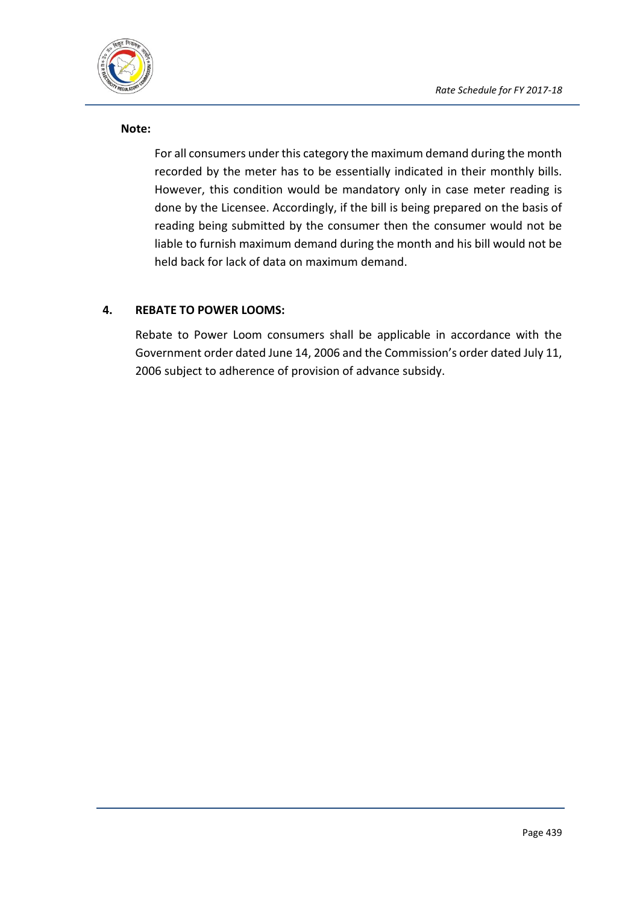**Note:**

For all consumers under this category the maximum demand during the month recorded by the meter has to be essentially indicated in their monthly bills. However, this condition would be mandatory only in case meter reading is done by the Licensee. Accordingly, if the bill is being prepared on the basis of reading being submitted by the consumer then the consumer would not be liable to furnish maximum demand during the month and his bill would not be held back for lack of data on maximum demand.

**4. REBATE TO POWER LOOMS:**

Rebate to Power Loom consumers shall be applicable in accordance with the Government order dated June 14, 2006 and the Commission's order dated July 11, 2006 subject to adherence of provision of advance subsidy.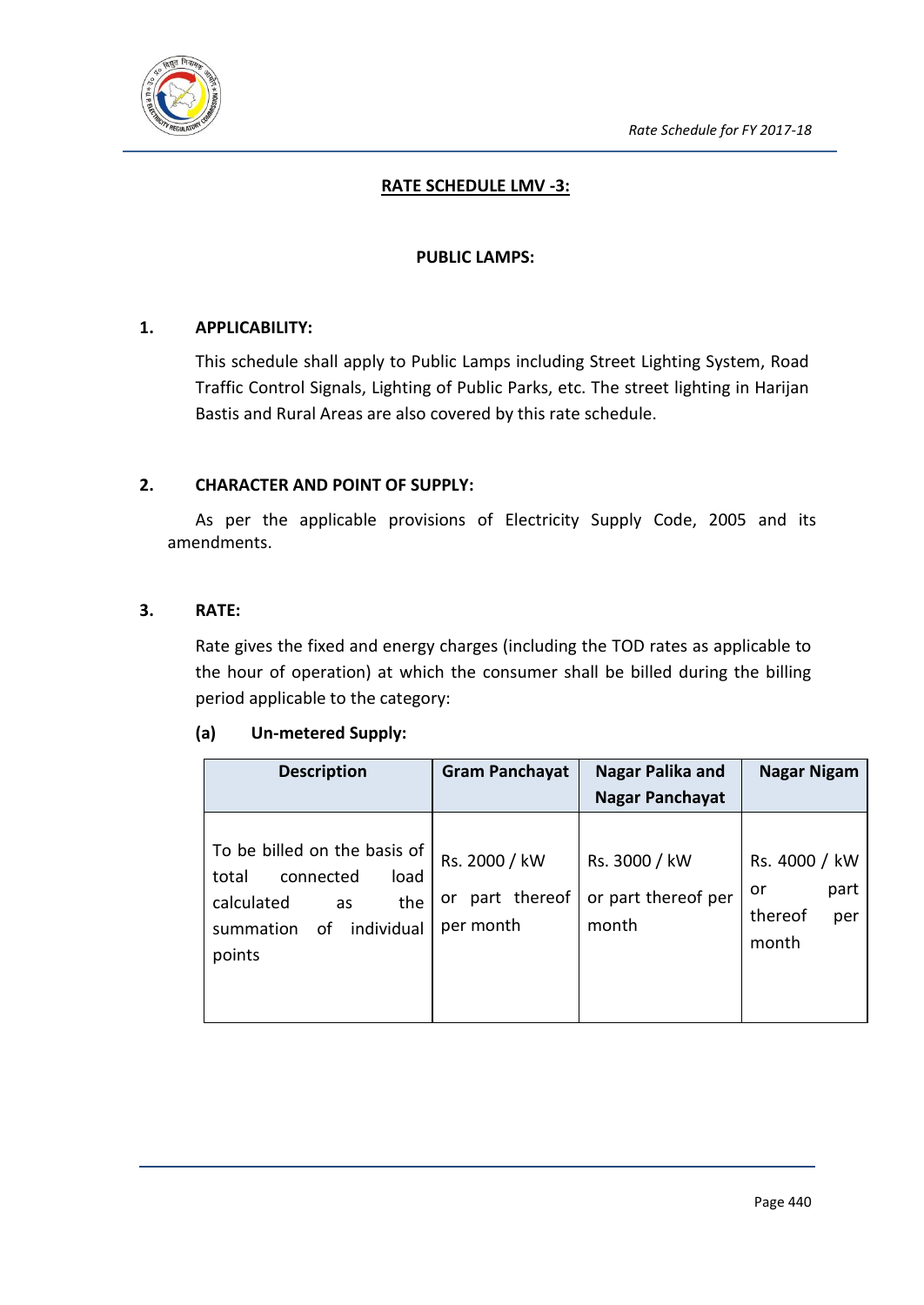## RATE SCHEDULE LMV -3:

### PUBLIC LAMPS:

**1. APPLICABILITY:**

This schedule shall apply to Public Lamps including Street Lighting System, Road Traffic Control Signals, Lighting of Public Parks, etc. The street lighting in Harijan Bastis and Rural Areas are also covered by this rate schedule.

**2. CHARACTER AND POINT OF SUPPLY:**

As per the applicable provisions of Electricity Supply Code, 2005 and its amendments.

**3. RATE:**

Rate gives the fixed and energy charges (including the TOD rates as applicable to the hour of operation) at which the consumer shall be billed during the billing period applicable to the category:

**(a) Un-metered Supply:**

| Description | Gram Panchayat | Nagar Palika and Nagar Panchayat | Nagar Nigam |
|---|---|---|---|
| To be billed on the basis of total connected load calculated as the summation of individual points | Rs. 2000 / kW or part thereof per month | Rs. 3000 / kW or part thereof per month | Rs. 4000 / kW or part thereof per month |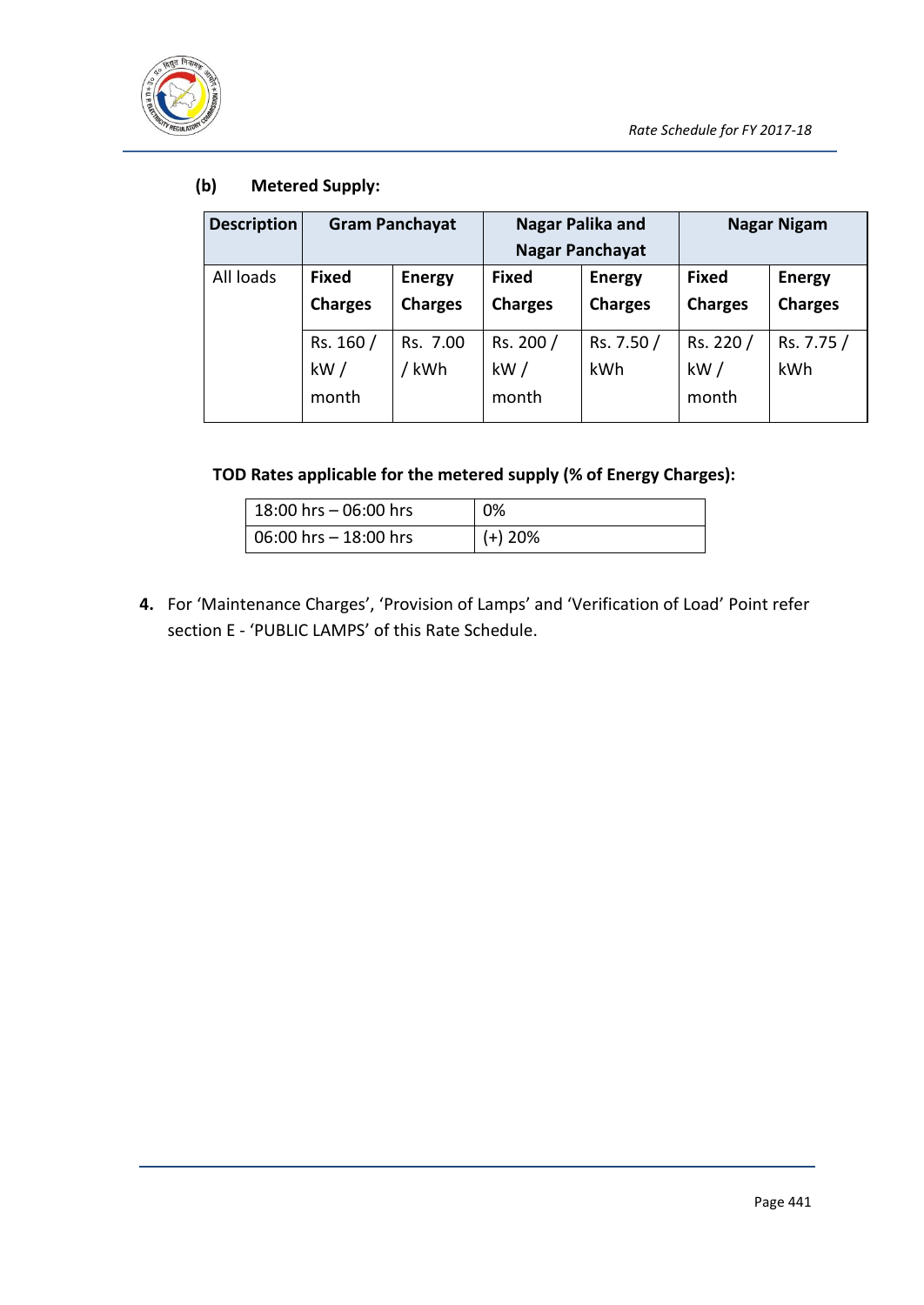**(b) Metered Supply:**

| Description | Gram Panchayat | | Nagar Palika and Nagar Panchayat | | Nagar Nigam | |
|---|---|---|---|---|---|---|
| All loads | **Fixed Charges** | **Energy Charges** | **Fixed Charges** | **Energy Charges** | **Fixed Charges** | **Energy Charges** |
| | Rs. 160 / kW / month | Rs. 7.00 / kWh | Rs. 200 / kW / month | Rs. 7.50 / kWh | Rs. 220 / kW / month | Rs. 7.75 / kWh |

**TOD Rates applicable for the metered supply (% of Energy Charges):**

| 18:00 hrs – 06:00 hrs | 0% |
|---|---|
| 06:00 hrs – 18:00 hrs | (+) 20% |

**4.** For 'Maintenance Charges', 'Provision of Lamps' and 'Verification of Load' Point refer section E - 'PUBLIC LAMPS' of this Rate Schedule.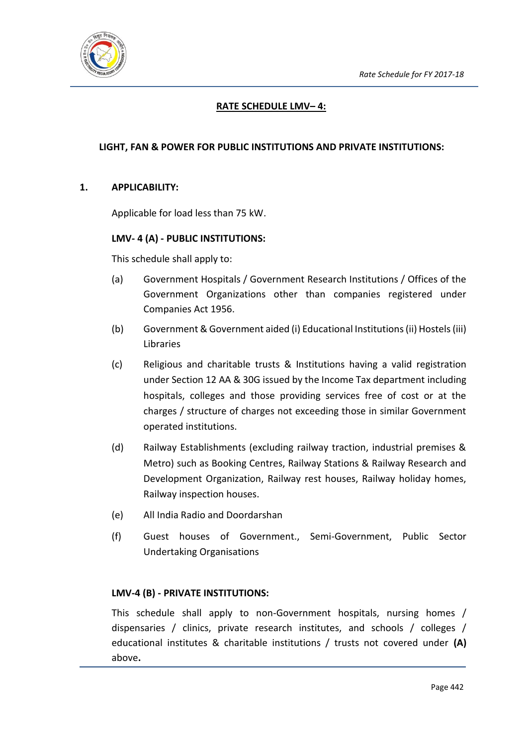## RATE SCHEDULE LMV– 4:

### LIGHT, FAN & POWER FOR PUBLIC INSTITUTIONS AND PRIVATE INSTITUTIONS:

**1. APPLICABILITY:**

Applicable for load less than 75 kW.

**LMV- 4 (A) - PUBLIC INSTITUTIONS:**

This schedule shall apply to:

(a) Government Hospitals / Government Research Institutions / Offices of the Government Organizations other than companies registered under Companies Act 1956.

(b) Government & Government aided (i) Educational Institutions (ii) Hostels (iii) Libraries

(c) Religious and charitable trusts & Institutions having a valid registration under Section 12 AA & 30G issued by the Income Tax department including hospitals, colleges and those providing services free of cost or at the charges / structure of charges not exceeding those in similar Government operated institutions.

(d) Railway Establishments (excluding railway traction, industrial premises & Metro) such as Booking Centres, Railway Stations & Railway Research and Development Organization, Railway rest houses, Railway holiday homes, Railway inspection houses.

(e) All India Radio and Doordarshan

(f) Guest houses of Government., Semi-Government, Public Sector Undertaking Organisations

**LMV-4 (B) - PRIVATE INSTITUTIONS:**

This schedule shall apply to non-Government hospitals, nursing homes / dispensaries / clinics, private research institutes, and schools / colleges / educational institutes & charitable institutions / trusts not covered under **(A)** above**.**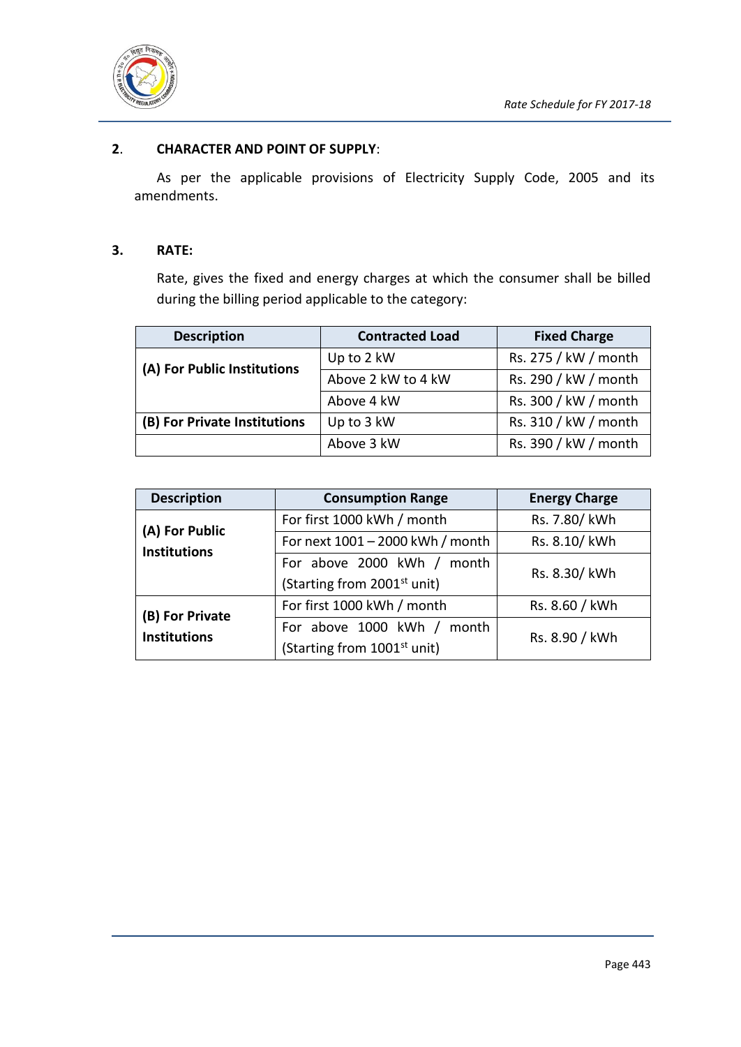## 2. CHARACTER AND POINT OF SUPPLY:

As per the applicable provisions of Electricity Supply Code, 2005 and its amendments.

## 3. RATE:

Rate, gives the fixed and energy charges at which the consumer shall be billed during the billing period applicable to the category:

| Description | Contracted Load | Fixed Charge |
|---|---|---|
| **(A) For Public Institutions** | Up to 2 kW | Rs. 275 / kW / month |
| | Above 2 kW to 4 kW | Rs. 290 / kW / month |
| | Above 4 kW | Rs. 300 / kW / month |
| **(B) For Private Institutions** | Up to 3 kW | Rs. 310 / kW / month |
| | Above 3 kW | Rs. 390 / kW / month |

| Description | Consumption Range | Energy Charge |
|---|---|---|
| **(A) For Public Institutions** | For first 1000 kWh / month | Rs. 7.80/ kWh |
| | For next 1001 – 2000 kWh / month | Rs. 8.10/ kWh |
| | For above 2000 kWh / month (Starting from 2001st unit) | Rs. 8.30/ kWh |
| **(B) For Private Institutions** | For first 1000 kWh / month | Rs. 8.60 / kWh |
| | For above 1000 kWh / month (Starting from 1001st unit) | Rs. 8.90 / kWh |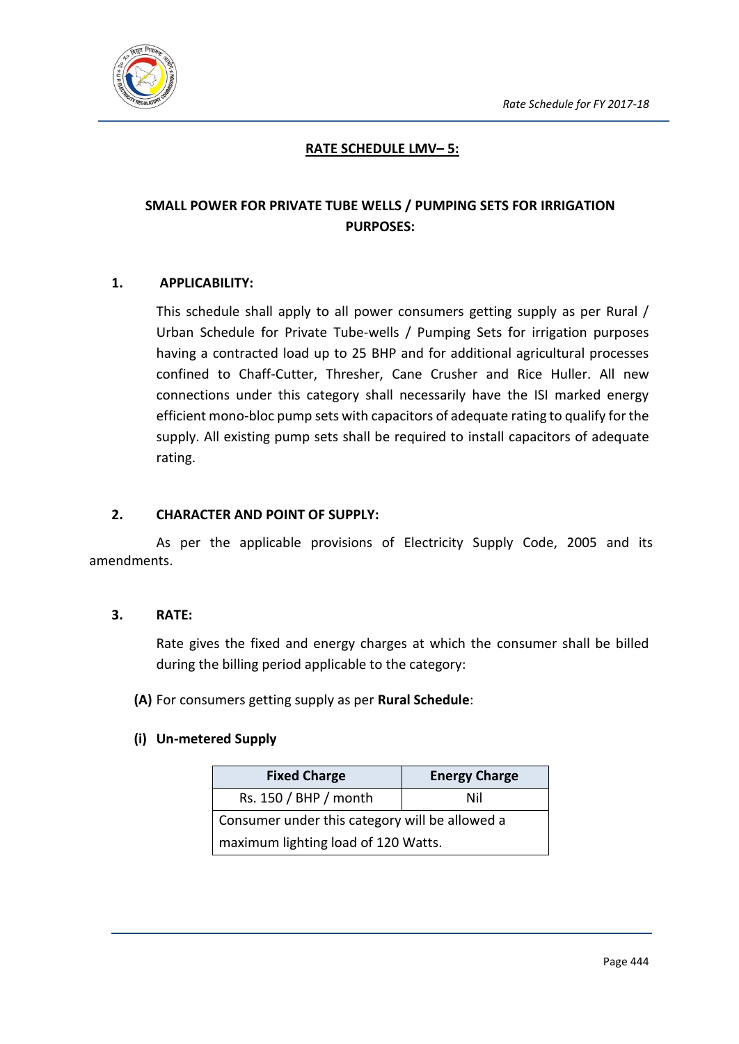## RATE SCHEDULE LMV– 5:

### SMALL POWER FOR PRIVATE TUBE WELLS / PUMPING SETS FOR IRRIGATION PURPOSES:

**1. APPLICABILITY:**

This schedule shall apply to all power consumers getting supply as per Rural / Urban Schedule for Private Tube-wells / Pumping Sets for irrigation purposes having a contracted load up to 25 BHP and for additional agricultural processes confined to Chaff-Cutter, Thresher, Cane Crusher and Rice Huller. All new connections under this category shall necessarily have the ISI marked energy efficient mono-bloc pump sets with capacitors of adequate rating to qualify for the supply. All existing pump sets shall be required to install capacitors of adequate rating.

**2. CHARACTER AND POINT OF SUPPLY:**

As per the applicable provisions of Electricity Supply Code, 2005 and its amendments.

**3. RATE:**

Rate gives the fixed and energy charges at which the consumer shall be billed during the billing period applicable to the category:

**(A)** For consumers getting supply as per **Rural Schedule**:

**(i) Un-metered Supply**

| Fixed Charge | Energy Charge |
|---|---|
| Rs. 150 / BHP / month | Nil |
| Consumer under this category will be allowed a maximum lighting load of 120 Watts. | |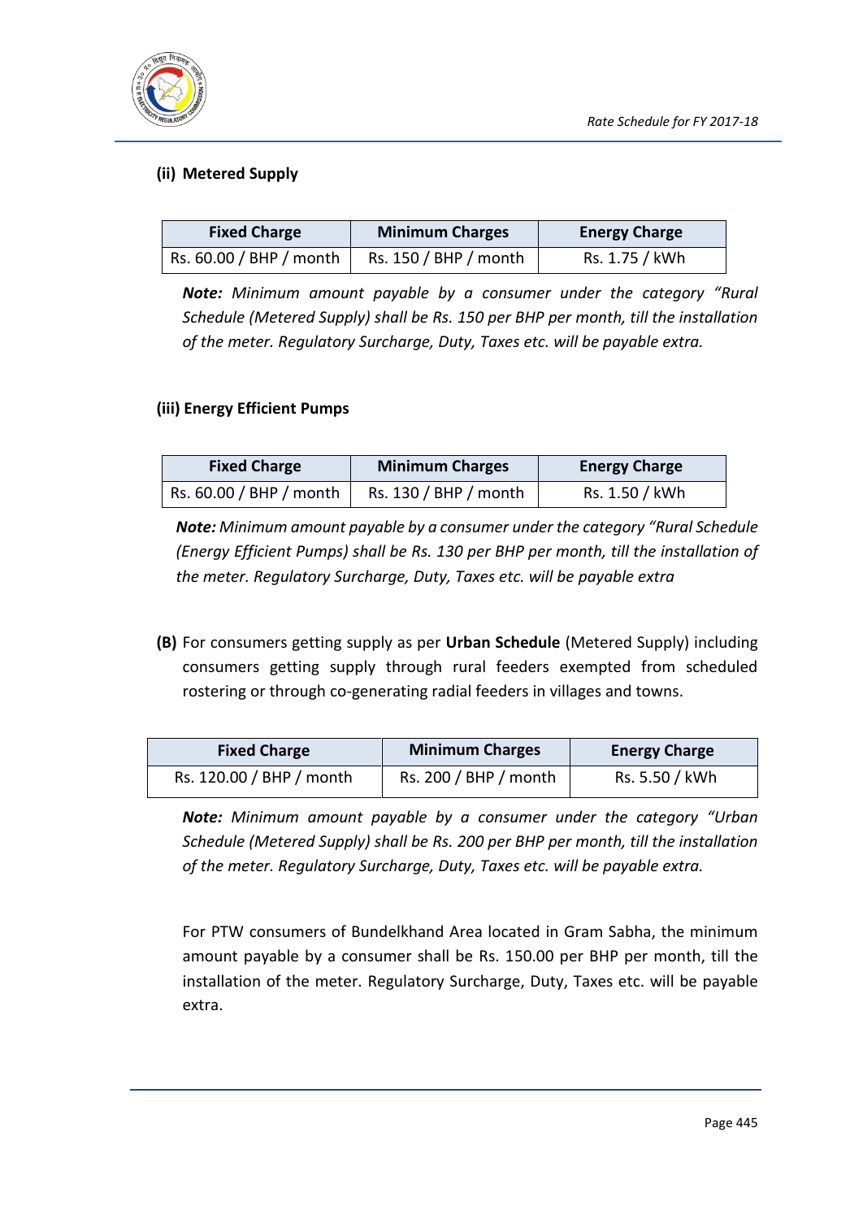**(ii) Metered Supply**

| Fixed Charge | Minimum Charges | Energy Charge |
|---|---|---|
| Rs. 60.00 / BHP / month | Rs. 150 / BHP / month | Rs. 1.75 / kWh |

***Note:** Minimum amount payable by a consumer under the category "Rural Schedule (Metered Supply) shall be Rs. 150 per BHP per month, till the installation of the meter. Regulatory Surcharge, Duty, Taxes etc. will be payable extra.*

**(iii) Energy Efficient Pumps**

| Fixed Charge | Minimum Charges | Energy Charge |
|---|---|---|
| Rs. 60.00 / BHP / month | Rs. 130 / BHP / month | Rs. 1.50 / kWh |

***Note:** Minimum amount payable by a consumer under the category "Rural Schedule (Energy Efficient Pumps) shall be Rs. 130 per BHP per month, till the installation of the meter. Regulatory Surcharge, Duty, Taxes etc. will be payable extra*

**(B)** For consumers getting supply as per **Urban Schedule** (Metered Supply) including consumers getting supply through rural feeders exempted from scheduled rostering or through co-generating radial feeders in villages and towns.

| Fixed Charge | Minimum Charges | Energy Charge |
|---|---|---|
| Rs. 120.00 / BHP / month | Rs. 200 / BHP / month | Rs. 5.50 / kWh |

***Note:** Minimum amount payable by a consumer under the category "Urban Schedule (Metered Supply) shall be Rs. 200 per BHP per month, till the installation of the meter. Regulatory Surcharge, Duty, Taxes etc. will be payable extra.*

For PTW consumers of Bundelkhand Area located in Gram Sabha, the minimum amount payable by a consumer shall be Rs. 150.00 per BHP per month, till the installation of the meter. Regulatory Surcharge, Duty, Taxes etc. will be payable extra.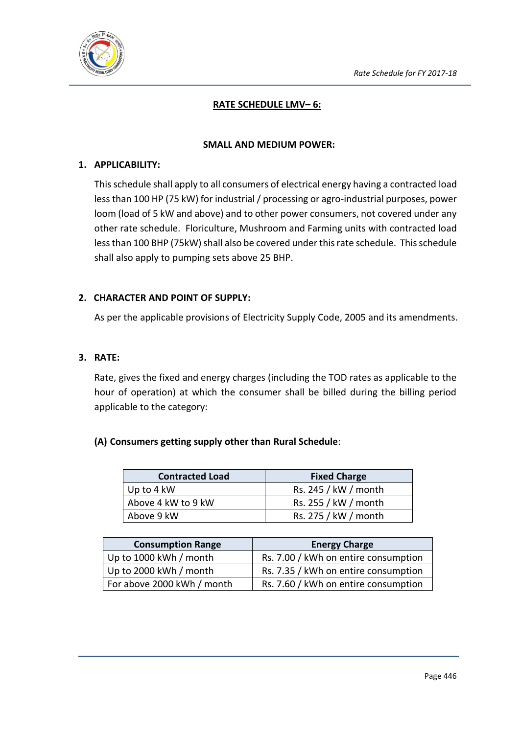## RATE SCHEDULE LMV– 6:

### SMALL AND MEDIUM POWER:

**1. APPLICABILITY:**

This schedule shall apply to all consumers of electrical energy having a contracted load less than 100 HP (75 kW) for industrial / processing or agro-industrial purposes, power loom (load of 5 kW and above) and to other power consumers, not covered under any other rate schedule. Floriculture, Mushroom and Farming units with contracted load less than 100 BHP (75kW) shall also be covered under this rate schedule. This schedule shall also apply to pumping sets above 25 BHP.

**2. CHARACTER AND POINT OF SUPPLY:**

As per the applicable provisions of Electricity Supply Code, 2005 and its amendments.

**3. RATE:**

Rate, gives the fixed and energy charges (including the TOD rates as applicable to the hour of operation) at which the consumer shall be billed during the billing period applicable to the category:

**(A) Consumers getting supply other than Rural Schedule**:

| Contracted Load | Fixed Charge |
|---|---|
| Up to 4 kW | Rs. 245 / kW / month |
| Above 4 kW to 9 kW | Rs. 255 / kW / month |
| Above 9 kW | Rs. 275 / kW / month |

| Consumption Range | Energy Charge |
|---|---|
| Up to 1000 kWh / month | Rs. 7.00 / kWh on entire consumption |
| Up to 2000 kWh / month | Rs. 7.35 / kWh on entire consumption |
| For above 2000 kWh / month | Rs. 7.60 / kWh on entire consumption |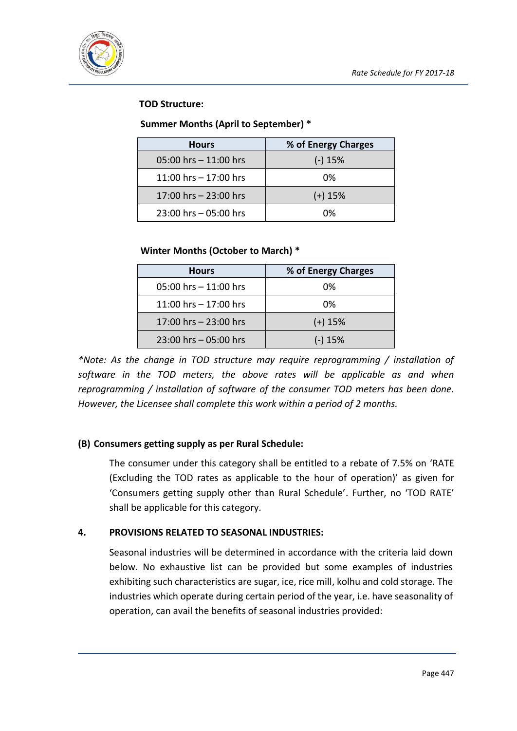**TOD Structure:**

**Summer Months (April to September) ***

| Hours | % of Energy Charges |
|---|---|
| 05:00 hrs – 11:00 hrs | (-) 15% |
| 11:00 hrs – 17:00 hrs | 0% |
| 17:00 hrs – 23:00 hrs | (+) 15% |
| 23:00 hrs – 05:00 hrs | 0% |

**Winter Months (October to March) ***

| Hours | % of Energy Charges |
|---|---|
| 05:00 hrs – 11:00 hrs | 0% |
| 11:00 hrs – 17:00 hrs | 0% |
| 17:00 hrs – 23:00 hrs | (+) 15% |
| 23:00 hrs – 05:00 hrs | (-) 15% |

*\*Note: As the change in TOD structure may require reprogramming / installation of software in the TOD meters, the above rates will be applicable as and when reprogramming / installation of software of the consumer TOD meters has been done. However, the Licensee shall complete this work within a period of 2 months.*

**(B) Consumers getting supply as per Rural Schedule:**

The consumer under this category shall be entitled to a rebate of 7.5% on 'RATE (Excluding the TOD rates as applicable to the hour of operation)' as given for 'Consumers getting supply other than Rural Schedule'. Further, no 'TOD RATE' shall be applicable for this category.

**4. PROVISIONS RELATED TO SEASONAL INDUSTRIES:**

Seasonal industries will be determined in accordance with the criteria laid down below. No exhaustive list can be provided but some examples of industries exhibiting such characteristics are sugar, ice, rice mill, kolhu and cold storage. The industries which operate during certain period of the year, i.e. have seasonality of operation, can avail the benefits of seasonal industries provided: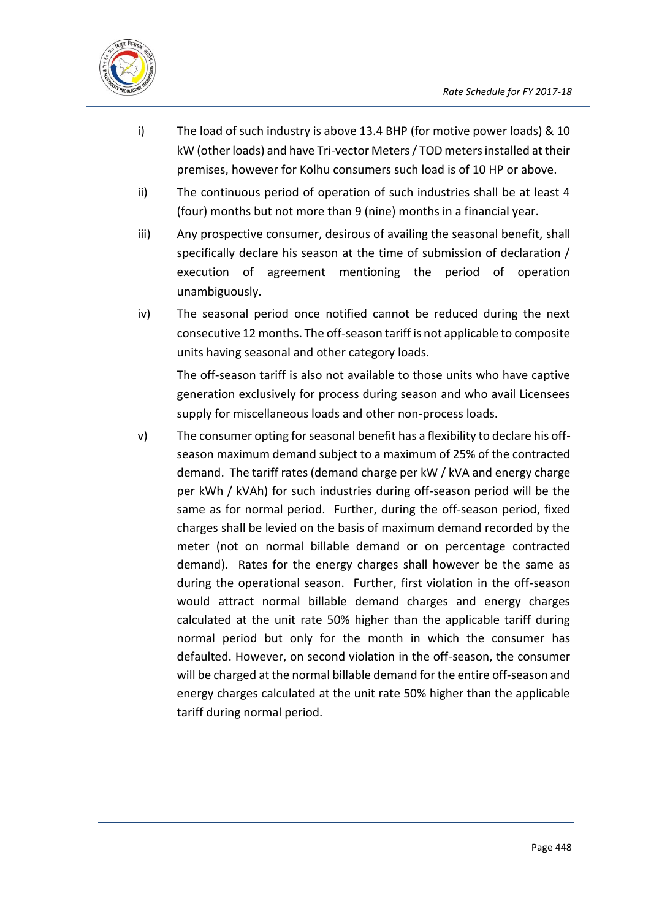i) The load of such industry is above 13.4 BHP (for motive power loads) & 10 kW (other loads) and have Tri-vector Meters / TOD meters installed at their premises, however for Kolhu consumers such load is of 10 HP or above.

ii) The continuous period of operation of such industries shall be at least 4 (four) months but not more than 9 (nine) months in a financial year.

iii) Any prospective consumer, desirous of availing the seasonal benefit, shall specifically declare his season at the time of submission of declaration / execution of agreement mentioning the period of operation unambiguously.

iv) The seasonal period once notified cannot be reduced during the next consecutive 12 months. The off-season tariff is not applicable to composite units having seasonal and other category loads.

The off-season tariff is also not available to those units who have captive generation exclusively for process during season and who avail Licensees supply for miscellaneous loads and other non-process loads.

v) The consumer opting for seasonal benefit has a flexibility to declare his off-season maximum demand subject to a maximum of 25% of the contracted demand. The tariff rates (demand charge per kW / kVA and energy charge per kWh / kVAh) for such industries during off-season period will be the same as for normal period. Further, during the off-season period, fixed charges shall be levied on the basis of maximum demand recorded by the meter (not on normal billable demand or on percentage contracted demand). Rates for the energy charges shall however be the same as during the operational season. Further, first violation in the off-season would attract normal billable demand charges and energy charges calculated at the unit rate 50% higher than the applicable tariff during normal period but only for the month in which the consumer has defaulted. However, on second violation in the off-season, the consumer will be charged at the normal billable demand for the entire off-season and energy charges calculated at the unit rate 50% higher than the applicable tariff during normal period.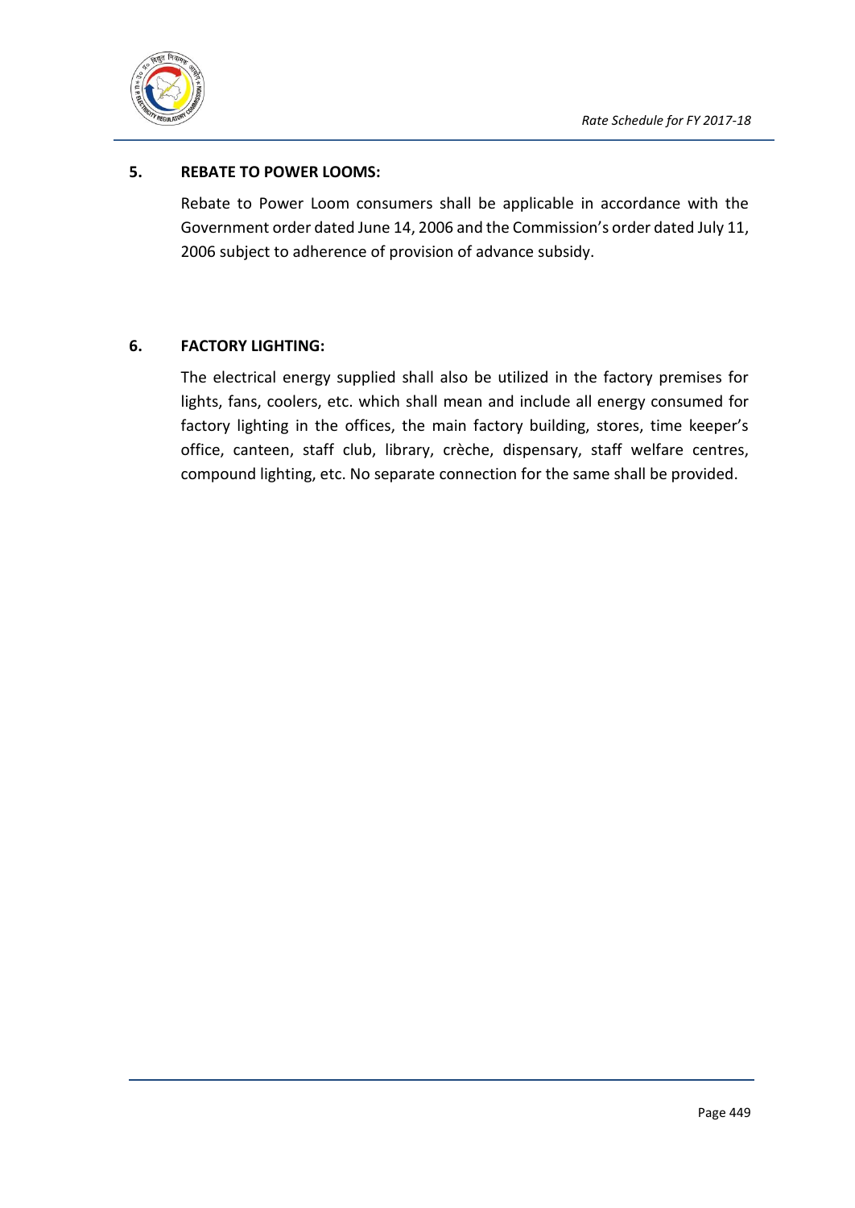## 5. REBATE TO POWER LOOMS:

Rebate to Power Loom consumers shall be applicable in accordance with the Government order dated June 14, 2006 and the Commission's order dated July 11, 2006 subject to adherence of provision of advance subsidy.

## 6. FACTORY LIGHTING:

The electrical energy supplied shall also be utilized in the factory premises for lights, fans, coolers, etc. which shall mean and include all energy consumed for factory lighting in the offices, the main factory building, stores, time keeper's office, canteen, staff club, library, crèche, dispensary, staff welfare centres, compound lighting, etc. No separate connection for the same shall be provided.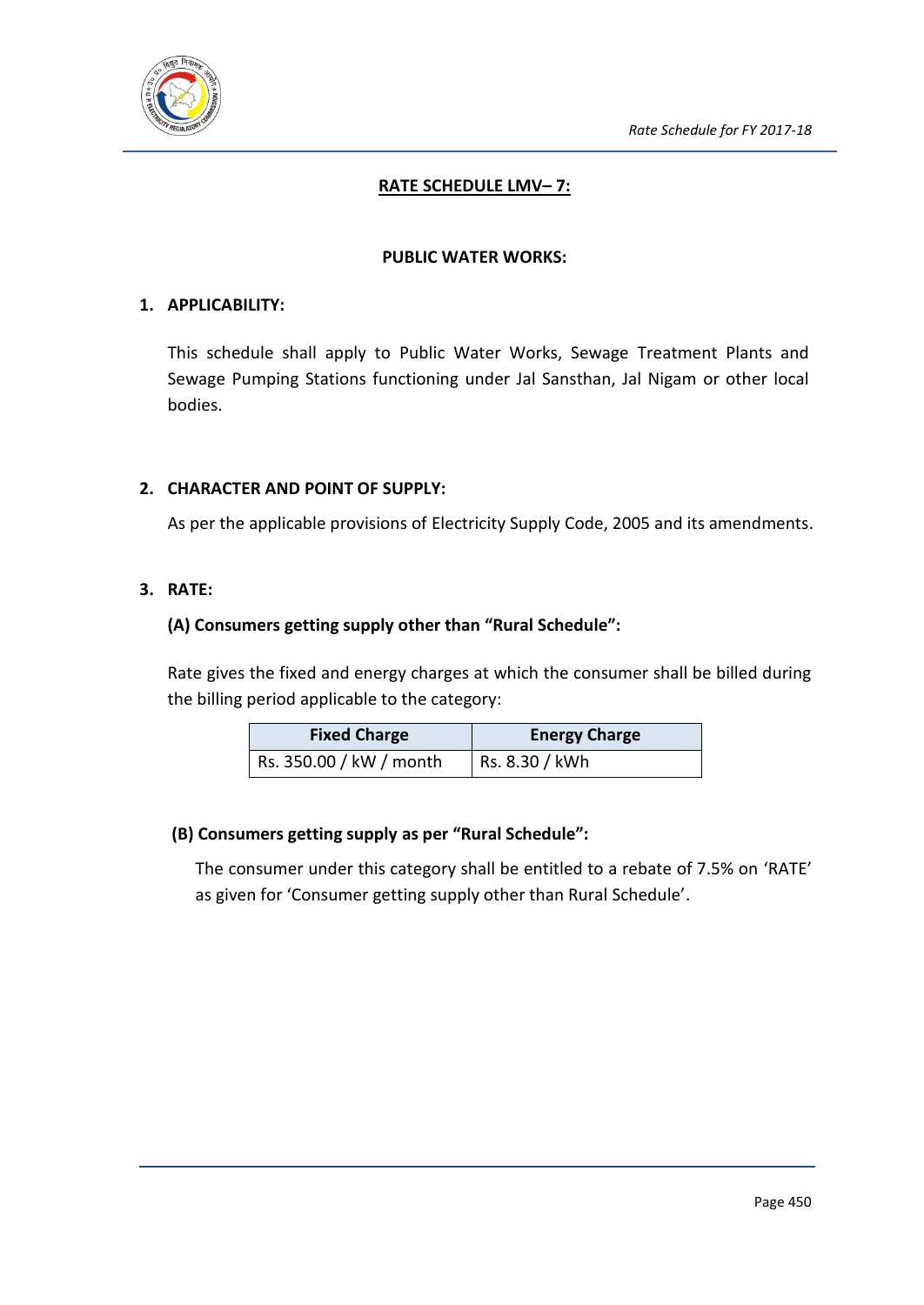## RATE SCHEDULE LMV– 7:

### PUBLIC WATER WORKS:

**1. APPLICABILITY:**

This schedule shall apply to Public Water Works, Sewage Treatment Plants and Sewage Pumping Stations functioning under Jal Sansthan, Jal Nigam or other local bodies.

**2. CHARACTER AND POINT OF SUPPLY:**

As per the applicable provisions of Electricity Supply Code, 2005 and its amendments.

**3. RATE:**

**(A) Consumers getting supply other than "Rural Schedule":**

Rate gives the fixed and energy charges at which the consumer shall be billed during the billing period applicable to the category:

| Fixed Charge | Energy Charge |
|---|---|
| Rs. 350.00 / kW / month | Rs. 8.30 / kWh |

**(B) Consumers getting supply as per "Rural Schedule":**

The consumer under this category shall be entitled to a rebate of 7.5% on 'RATE' as given for 'Consumer getting supply other than Rural Schedule'.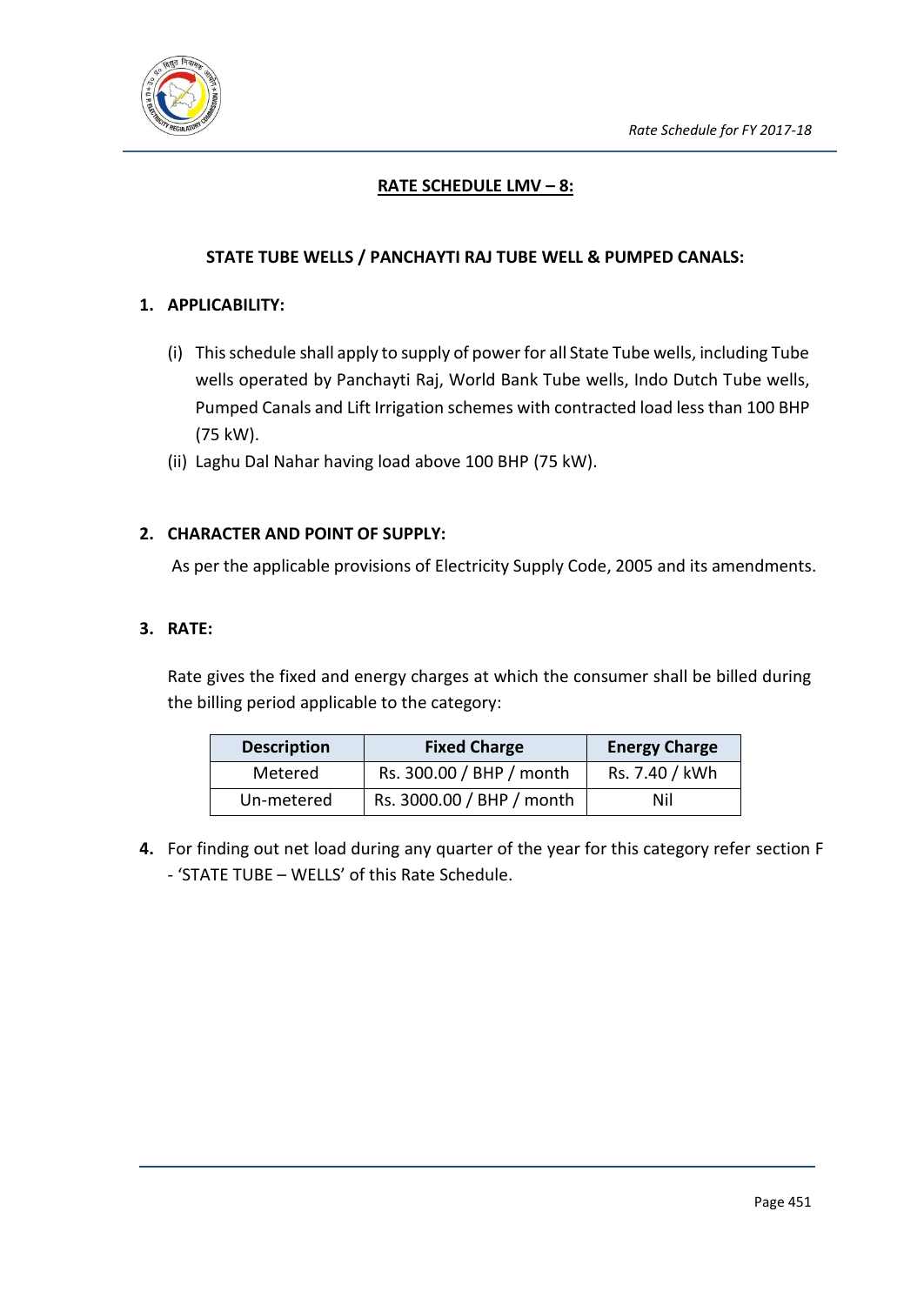## RATE SCHEDULE LMV – 8:

### STATE TUBE WELLS / PANCHAYTI RAJ TUBE WELL & PUMPED CANALS:

**1. APPLICABILITY:**

(i) This schedule shall apply to supply of power for all State Tube wells, including Tube wells operated by Panchayti Raj, World Bank Tube wells, Indo Dutch Tube wells, Pumped Canals and Lift Irrigation schemes with contracted load less than 100 BHP (75 kW).

(ii) Laghu Dal Nahar having load above 100 BHP (75 kW).

**2. CHARACTER AND POINT OF SUPPLY:**

As per the applicable provisions of Electricity Supply Code, 2005 and its amendments.

**3. RATE:**

Rate gives the fixed and energy charges at which the consumer shall be billed during the billing period applicable to the category:

| Description | Fixed Charge | Energy Charge |
|---|---|---|
| Metered | Rs. 300.00 / BHP / month | Rs. 7.40 / kWh |
| Un-metered | Rs. 3000.00 / BHP / month | Nil |

**4.** For finding out net load during any quarter of the year for this category refer section F - 'STATE TUBE – WELLS' of this Rate Schedule.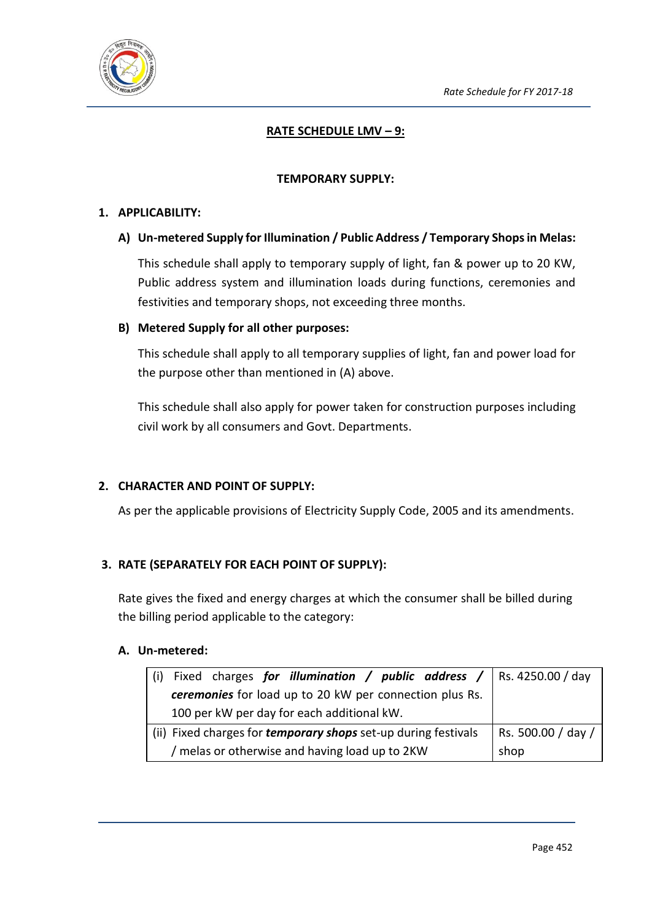## RATE SCHEDULE LMV – 9:

### TEMPORARY SUPPLY:

**1. APPLICABILITY:**

**A) Un-metered Supply for Illumination / Public Address / Temporary Shops in Melas:**

This schedule shall apply to temporary supply of light, fan & power up to 20 KW, Public address system and illumination loads during functions, ceremonies and festivities and temporary shops, not exceeding three months.

**B) Metered Supply for all other purposes:**

This schedule shall apply to all temporary supplies of light, fan and power load for the purpose other than mentioned in (A) above.

This schedule shall also apply for power taken for construction purposes including civil work by all consumers and Govt. Departments.

**2. CHARACTER AND POINT OF SUPPLY:**

As per the applicable provisions of Electricity Supply Code, 2005 and its amendments.

**3. RATE (SEPARATELY FOR EACH POINT OF SUPPLY):**

Rate gives the fixed and energy charges at which the consumer shall be billed during the billing period applicable to the category:

**A. Un-metered:**

| | |
|---|---|
| (i) Fixed charges ***for illumination / public address / ceremonies*** for load up to 20 kW per connection plus Rs. 100 per kW per day for each additional kW. | Rs. 4250.00 / day |
| (ii) Fixed charges for ***temporary shops*** set-up during festivals / melas or otherwise and having load up to 2KW | Rs. 500.00 / day / shop |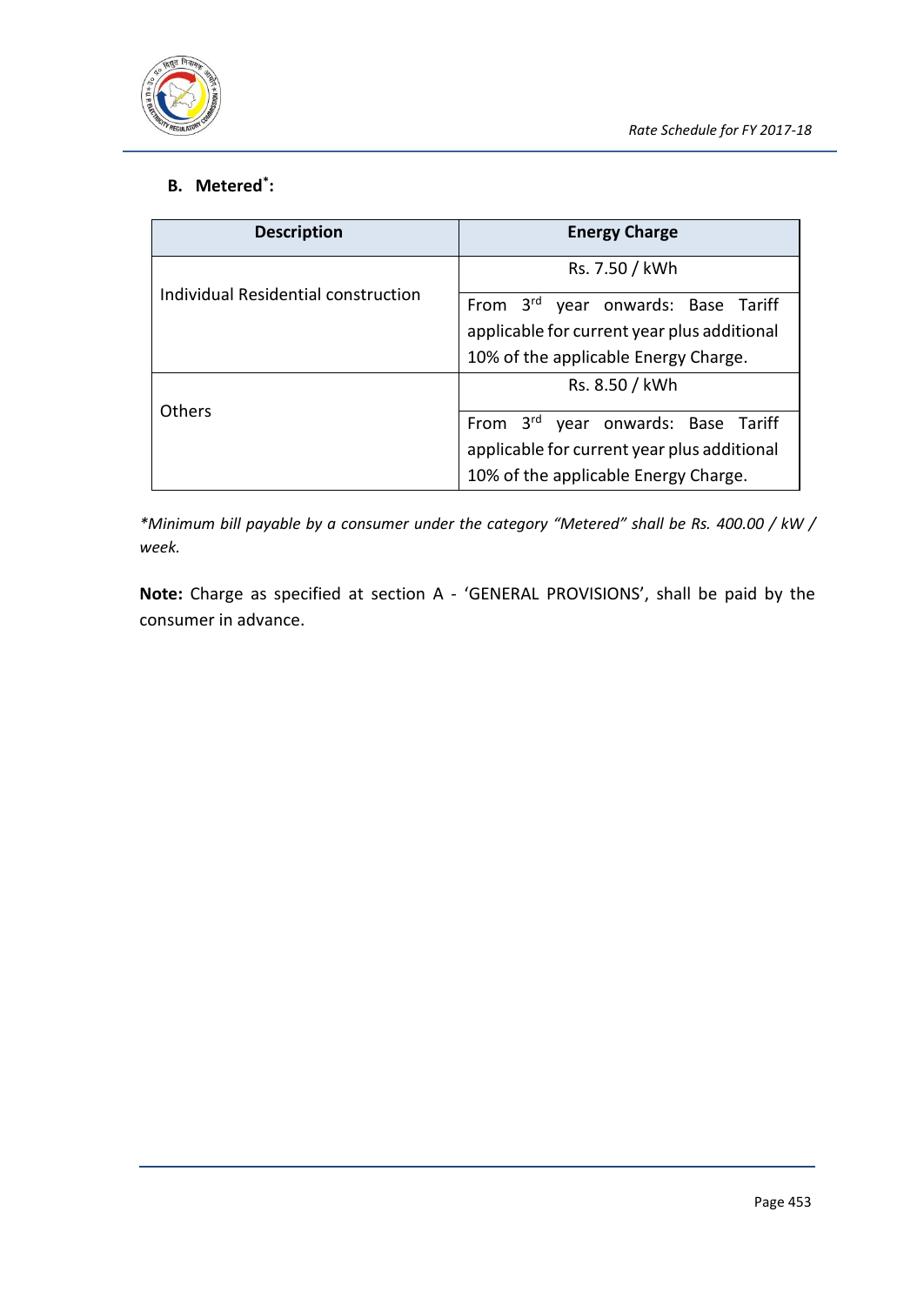**B. Metered*:**

| Description | Energy Charge |
|---|---|
| Individual Residential construction | Rs. 7.50 / kWh |
| | From 3rd year onwards: Base Tariff applicable for current year plus additional 10% of the applicable Energy Charge. |
| Others | Rs. 8.50 / kWh |
| | From 3rd year onwards: Base Tariff applicable for current year plus additional 10% of the applicable Energy Charge. |

*\*Minimum bill payable by a consumer under the category "Metered" shall be Rs. 400.00 / kW / week.*

**Note:** Charge as specified at section A - 'GENERAL PROVISIONS', shall be paid by the consumer in advance.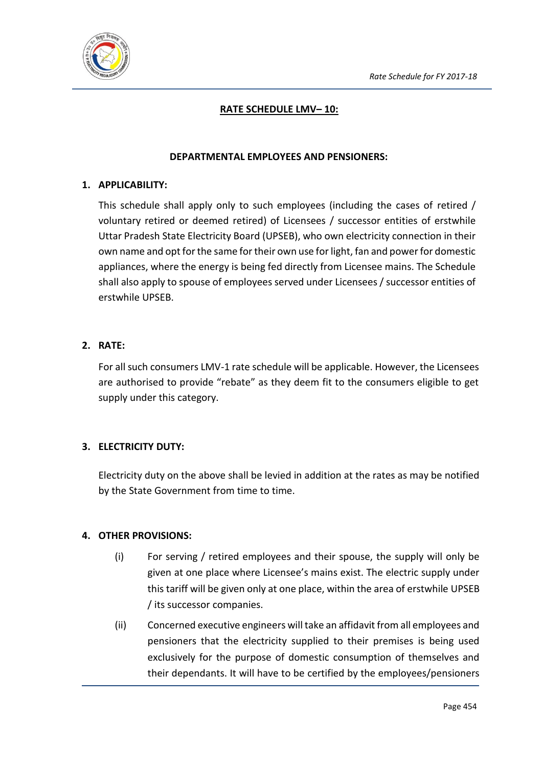## RATE SCHEDULE LMV– 10:

### DEPARTMENTAL EMPLOYEES AND PENSIONERS:

**1. APPLICABILITY:**

This schedule shall apply only to such employees (including the cases of retired / voluntary retired or deemed retired) of Licensees / successor entities of erstwhile Uttar Pradesh State Electricity Board (UPSEB), who own electricity connection in their own name and opt for the same for their own use for light, fan and power for domestic appliances, where the energy is being fed directly from Licensee mains. The Schedule shall also apply to spouse of employees served under Licensees / successor entities of erstwhile UPSEB.

**2. RATE:**

For all such consumers LMV-1 rate schedule will be applicable. However, the Licensees are authorised to provide "rebate" as they deem fit to the consumers eligible to get supply under this category.

**3. ELECTRICITY DUTY:**

Electricity duty on the above shall be levied in addition at the rates as may be notified by the State Government from time to time.

**4. OTHER PROVISIONS:**

(i) For serving / retired employees and their spouse, the supply will only be given at one place where Licensee's mains exist. The electric supply under this tariff will be given only at one place, within the area of erstwhile UPSEB / its successor companies.

(ii) Concerned executive engineers will take an affidavit from all employees and pensioners that the electricity supplied to their premises is being used exclusively for the purpose of domestic consumption of themselves and their dependants. It will have to be certified by the employees/pensioners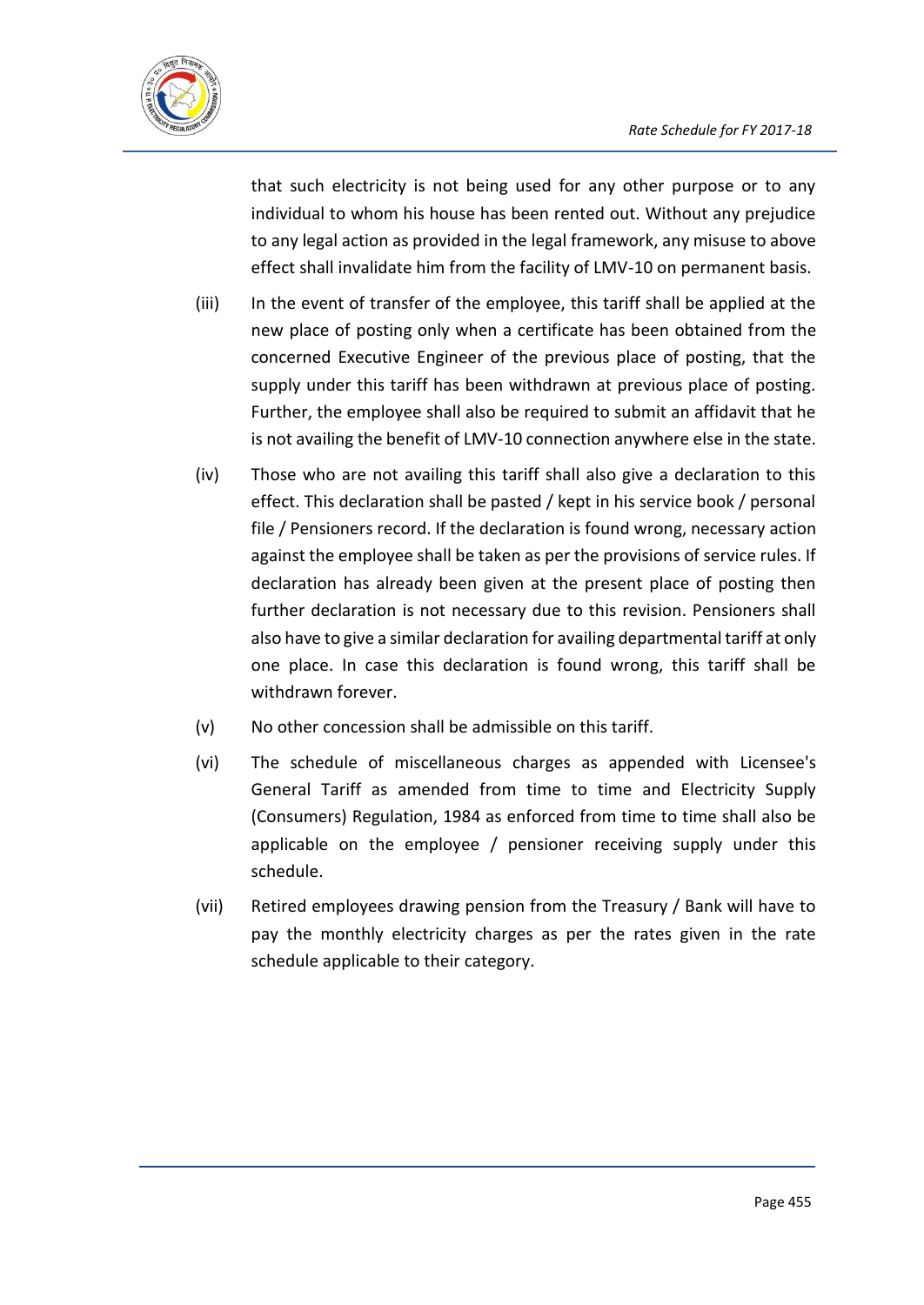that such electricity is not being used for any other purpose or to any individual to whom his house has been rented out. Without any prejudice to any legal action as provided in the legal framework, any misuse to above effect shall invalidate him from the facility of LMV-10 on permanent basis.

(iii) In the event of transfer of the employee, this tariff shall be applied at the new place of posting only when a certificate has been obtained from the concerned Executive Engineer of the previous place of posting, that the supply under this tariff has been withdrawn at previous place of posting. Further, the employee shall also be required to submit an affidavit that he is not availing the benefit of LMV-10 connection anywhere else in the state.

(iv) Those who are not availing this tariff shall also give a declaration to this effect. This declaration shall be pasted / kept in his service book / personal file / Pensioners record. If the declaration is found wrong, necessary action against the employee shall be taken as per the provisions of service rules. If declaration has already been given at the present place of posting then further declaration is not necessary due to this revision. Pensioners shall also have to give a similar declaration for availing departmental tariff at only one place. In case this declaration is found wrong, this tariff shall be withdrawn forever.

(v) No other concession shall be admissible on this tariff.

(vi) The schedule of miscellaneous charges as appended with Licensee's General Tariff as amended from time to time and Electricity Supply (Consumers) Regulation, 1984 as enforced from time to time shall also be applicable on the employee / pensioner receiving supply under this schedule.

(vii) Retired employees drawing pension from the Treasury / Bank will have to pay the monthly electricity charges as per the rates given in the rate schedule applicable to their category.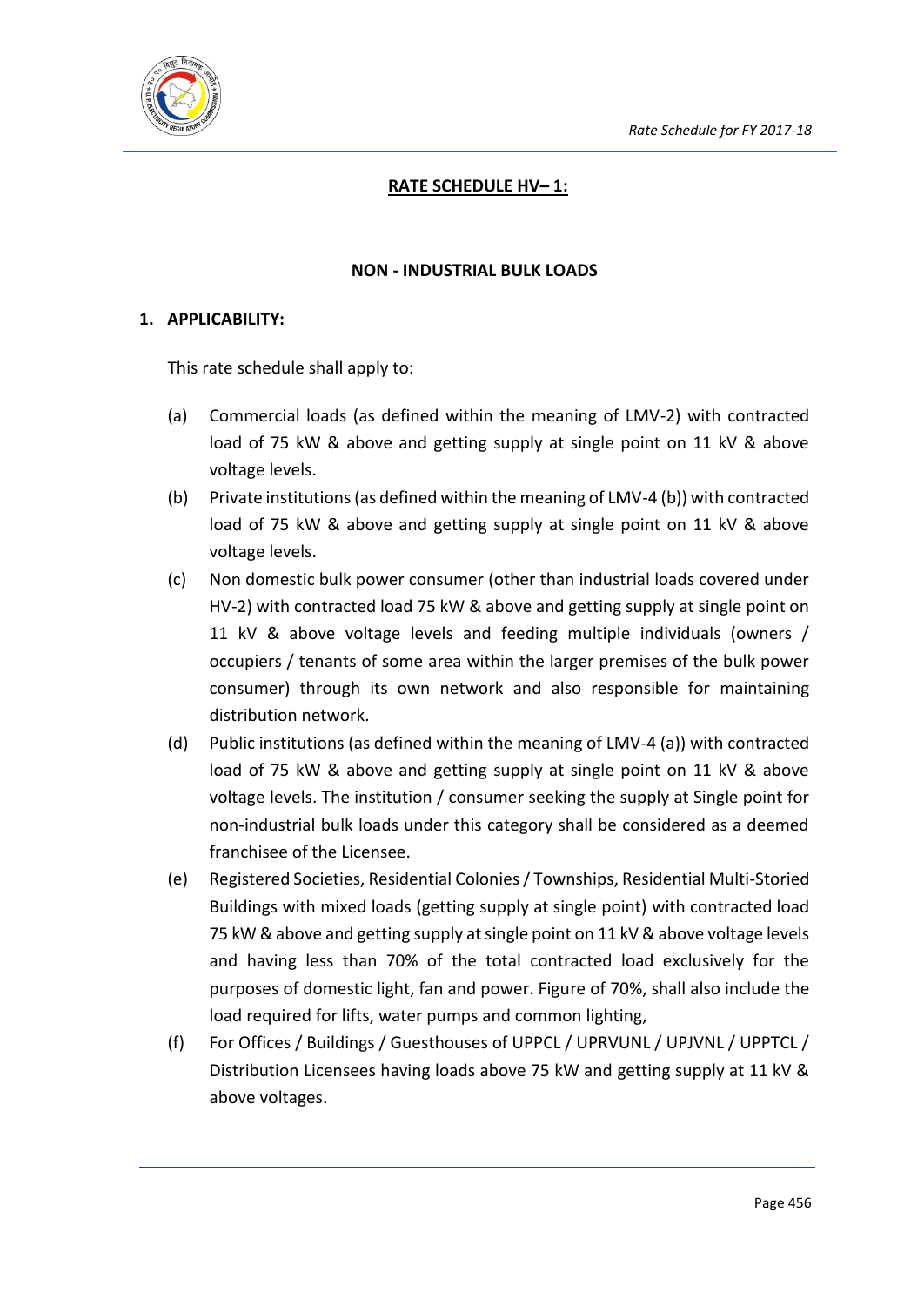## RATE SCHEDULE HV– 1:

### NON - INDUSTRIAL BULK LOADS

**1. APPLICABILITY:**

This rate schedule shall apply to:

(a) Commercial loads (as defined within the meaning of LMV-2) with contracted load of 75 kW & above and getting supply at single point on 11 kV & above voltage levels.

(b) Private institutions (as defined within the meaning of LMV-4 (b)) with contracted load of 75 kW & above and getting supply at single point on 11 kV & above voltage levels.

(c) Non domestic bulk power consumer (other than industrial loads covered under HV-2) with contracted load 75 kW & above and getting supply at single point on 11 kV & above voltage levels and feeding multiple individuals (owners / occupiers / tenants of some area within the larger premises of the bulk power consumer) through its own network and also responsible for maintaining distribution network.

(d) Public institutions (as defined within the meaning of LMV-4 (a)) with contracted load of 75 kW & above and getting supply at single point on 11 kV & above voltage levels. The institution / consumer seeking the supply at Single point for non-industrial bulk loads under this category shall be considered as a deemed franchisee of the Licensee.

(e) Registered Societies, Residential Colonies / Townships, Residential Multi-Storied Buildings with mixed loads (getting supply at single point) with contracted load 75 kW & above and getting supply at single point on 11 kV & above voltage levels and having less than 70% of the total contracted load exclusively for the purposes of domestic light, fan and power. Figure of 70%, shall also include the load required for lifts, water pumps and common lighting,

(f) For Offices / Buildings / Guesthouses of UPPCL / UPRVUNL / UPJVNL / UPPTCL / Distribution Licensees having loads above 75 kW and getting supply at 11 kV & above voltages.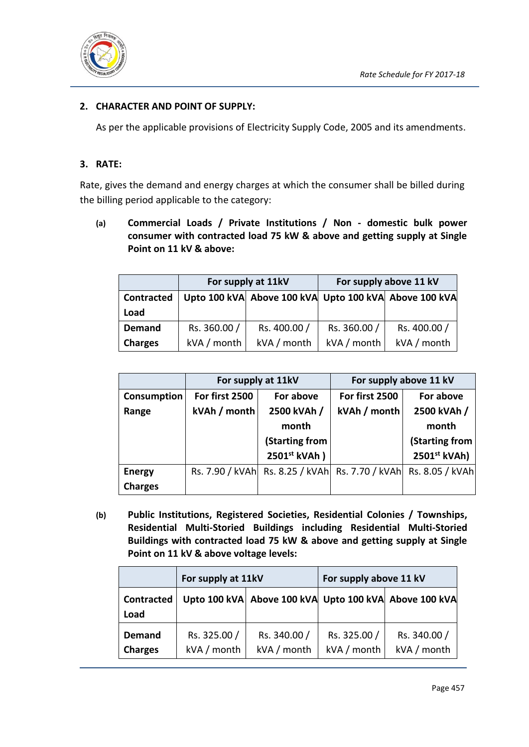## 2. CHARACTER AND POINT OF SUPPLY:

As per the applicable provisions of Electricity Supply Code, 2005 and its amendments.

## 3. RATE:

Rate, gives the demand and energy charges at which the consumer shall be billed during the billing period applicable to the category:

**(a) Commercial Loads / Private Institutions / Non - domestic bulk power consumer with contracted load 75 kW & above and getting supply at Single Point on 11 kV & above:**

| | For supply at 11kV | | For supply above 11 kV | |
|---|---|---|---|---|
| **Contracted Load** | **Upto 100 kVA** | **Above 100 kVA** | **Upto 100 kVA** | **Above 100 kVA** |
| **Demand Charges** | Rs. 360.00 / kVA / month | Rs. 400.00 / kVA / month | Rs. 360.00 / kVA / month | Rs. 400.00 / kVA / month |

| | For supply at 11kV | | For supply above 11 kV | |
|---|---|---|---|---|
| **Consumption Range** | **For first 2500 kVAh / month** | **For above 2500 kVAh / month (Starting from 2501st kVAh )** | **For first 2500 kVAh / month** | **For above 2500 kVAh / month (Starting from 2501st kVAh)** |
| **Energy Charges** | Rs. 7.90 / kVAh | Rs. 8.25 / kVAh | Rs. 7.70 / kVAh | Rs. 8.05 / kVAh |

**(b) Public Institutions, Registered Societies, Residential Colonies / Townships, Residential Multi-Storied Buildings including Residential Multi-Storied Buildings with contracted load 75 kW & above and getting supply at Single Point on 11 kV & above voltage levels:**

| | For supply at 11kV | | For supply above 11 kV | |
|---|---|---|---|---|
| **Contracted Load** | **Upto 100 kVA** | **Above 100 kVA** | **Upto 100 kVA** | **Above 100 kVA** |
| **Demand Charges** | Rs. 325.00 / kVA / month | Rs. 340.00 / kVA / month | Rs. 325.00 / kVA / month | Rs. 340.00 / kVA / month |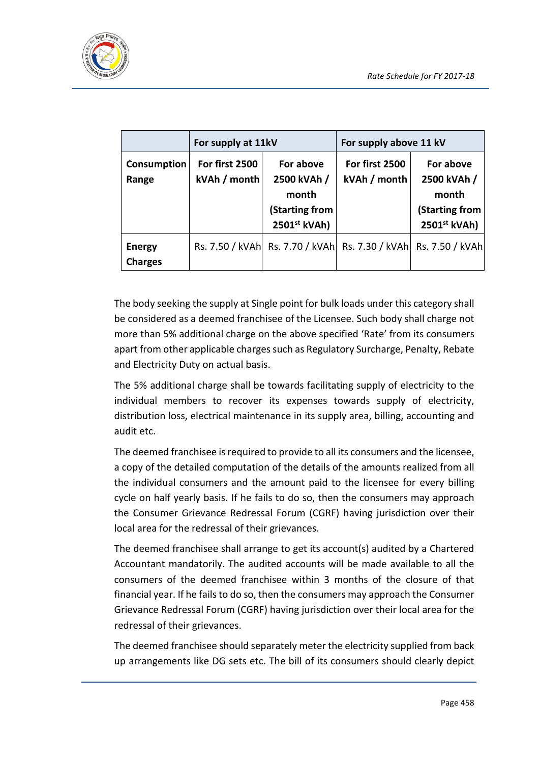| | For supply at 11kV | | For supply above 11 kV | |
|---|---|---|---|---|
| **Consumption Range** | **For first 2500 kVAh / month** | **For above 2500 kVAh / month (Starting from 2501st kVAh)** | **For first 2500 kVAh / month** | **For above 2500 kVAh / month (Starting from 2501st kVAh)** |
| **Energy Charges** | Rs. 7.50 / kVAh | Rs. 7.70 / kVAh | Rs. 7.30 / kVAh | Rs. 7.50 / kVAh |

The body seeking the supply at Single point for bulk loads under this category shall be considered as a deemed franchisee of the Licensee. Such body shall charge not more than 5% additional charge on the above specified 'Rate' from its consumers apart from other applicable charges such as Regulatory Surcharge, Penalty, Rebate and Electricity Duty on actual basis.

The 5% additional charge shall be towards facilitating supply of electricity to the individual members to recover its expenses towards supply of electricity, distribution loss, electrical maintenance in its supply area, billing, accounting and audit etc.

The deemed franchisee is required to provide to all its consumers and the licensee, a copy of the detailed computation of the details of the amounts realized from all the individual consumers and the amount paid to the licensee for every billing cycle on half yearly basis. If he fails to do so, then the consumers may approach the Consumer Grievance Redressal Forum (CGRF) having jurisdiction over their local area for the redressal of their grievances.

The deemed franchisee shall arrange to get its account(s) audited by a Chartered Accountant mandatorily. The audited accounts will be made available to all the consumers of the deemed franchisee within 3 months of the closure of that financial year. If he fails to do so, then the consumers may approach the Consumer Grievance Redressal Forum (CGRF) having jurisdiction over their local area for the redressal of their grievances.

The deemed franchisee should separately meter the electricity supplied from back up arrangements like DG sets etc. The bill of its consumers should clearly depict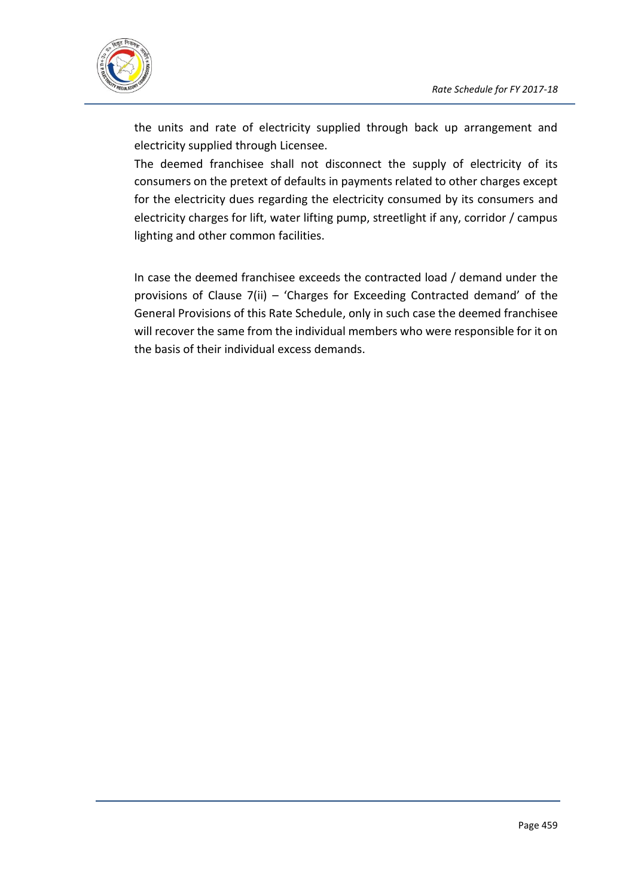the units and rate of electricity supplied through back up arrangement and electricity supplied through Licensee.

The deemed franchisee shall not disconnect the supply of electricity of its consumers on the pretext of defaults in payments related to other charges except for the electricity dues regarding the electricity consumed by its consumers and electricity charges for lift, water lifting pump, streetlight if any, corridor / campus lighting and other common facilities.

In case the deemed franchisee exceeds the contracted load / demand under the provisions of Clause 7(ii) – 'Charges for Exceeding Contracted demand' of the General Provisions of this Rate Schedule, only in such case the deemed franchisee will recover the same from the individual members who were responsible for it on the basis of their individual excess demands.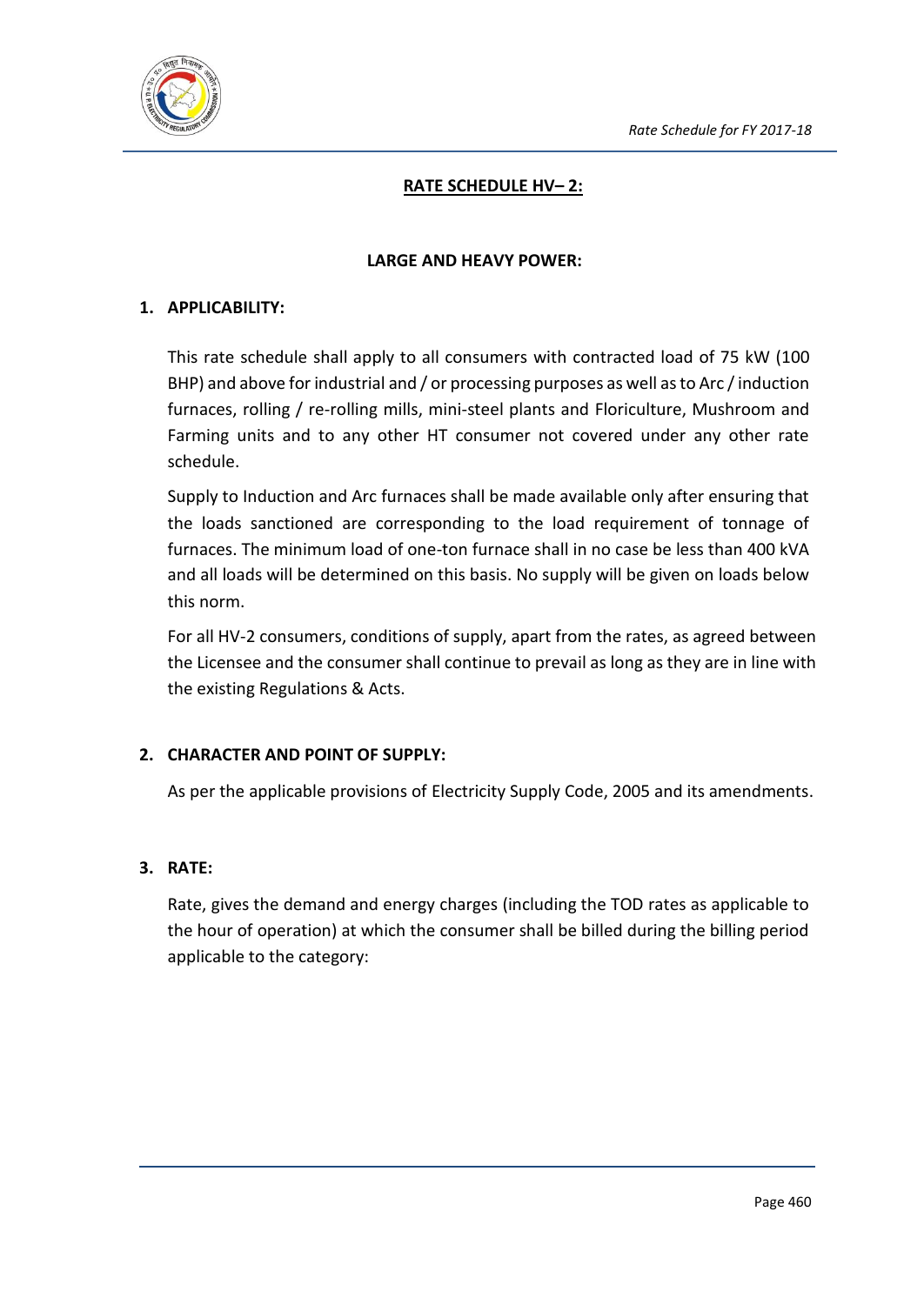## RATE SCHEDULE HV– 2:

### LARGE AND HEAVY POWER:

**1. APPLICABILITY:**

This rate schedule shall apply to all consumers with contracted load of 75 kW (100 BHP) and above for industrial and / or processing purposes as well as to Arc / induction furnaces, rolling / re-rolling mills, mini-steel plants and Floriculture, Mushroom and Farming units and to any other HT consumer not covered under any other rate schedule.

Supply to Induction and Arc furnaces shall be made available only after ensuring that the loads sanctioned are corresponding to the load requirement of tonnage of furnaces. The minimum load of one-ton furnace shall in no case be less than 400 kVA and all loads will be determined on this basis. No supply will be given on loads below this norm.

For all HV-2 consumers, conditions of supply, apart from the rates, as agreed between the Licensee and the consumer shall continue to prevail as long as they are in line with the existing Regulations & Acts.

**2. CHARACTER AND POINT OF SUPPLY:**

As per the applicable provisions of Electricity Supply Code, 2005 and its amendments.

**3. RATE:**

Rate, gives the demand and energy charges (including the TOD rates as applicable to the hour of operation) at which the consumer shall be billed during the billing period applicable to the category: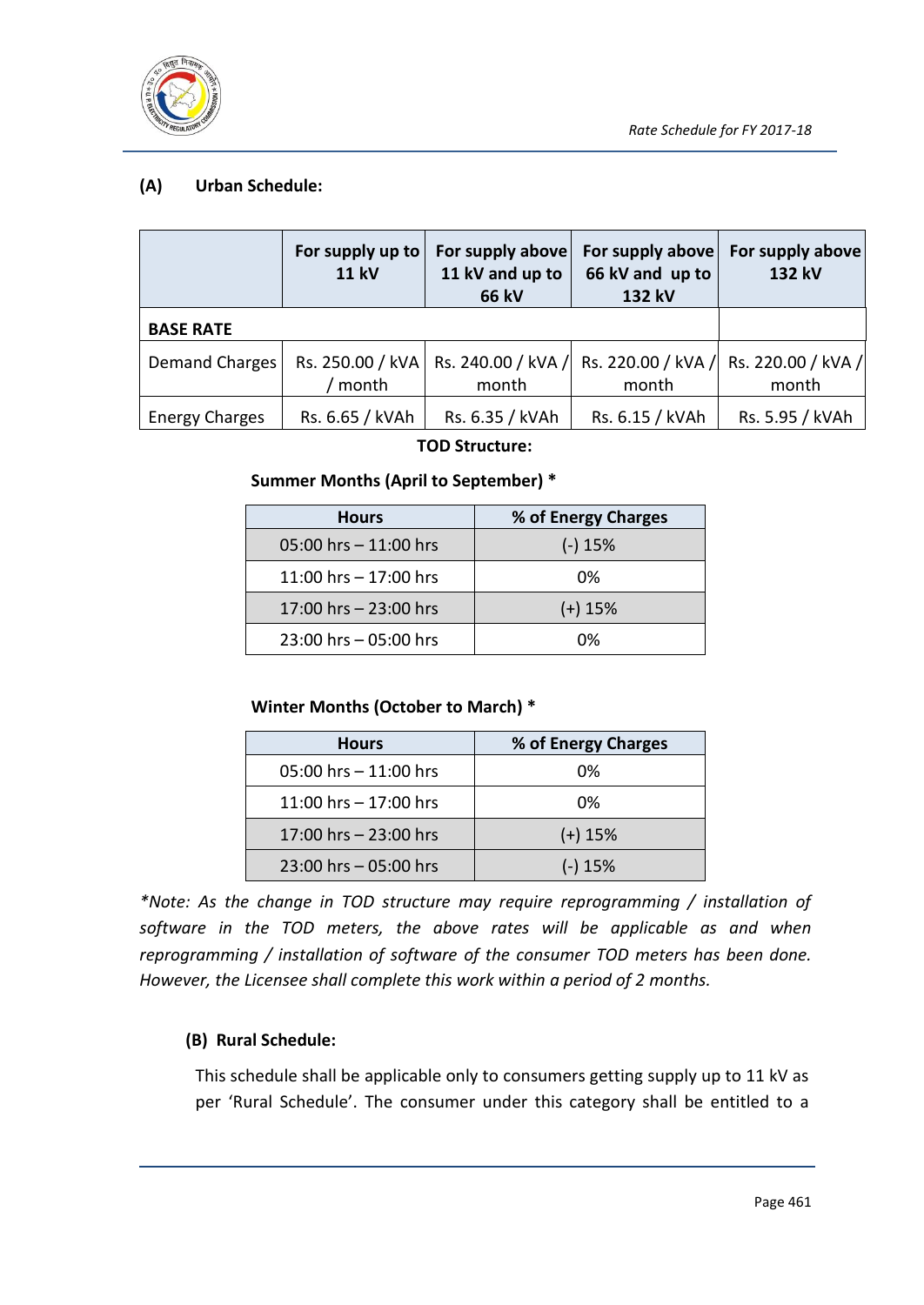#### (A) Urban Schedule:

| | For supply up to 11 kV | For supply above 11 kV and up to 66 kV | For supply above 66 kV and up to 132 kV | For supply above 132 kV |
|---|---|---|---|---|
| **BASE RATE** | | | | |
| Demand Charges | Rs. 250.00 / kVA / month | Rs. 240.00 / kVA / month | Rs. 220.00 / kVA / month | Rs. 220.00 / kVA / month |
| Energy Charges | Rs. 6.65 / kVAh | Rs. 6.35 / kVAh | Rs. 6.15 / kVAh | Rs. 5.95 / kVAh |

**TOD Structure:**

**Summer Months (April to September) ***

| Hours | % of Energy Charges |
|---|---|
| 05:00 hrs – 11:00 hrs | (-) 15% |
| 11:00 hrs – 17:00 hrs | 0% |
| 17:00 hrs – 23:00 hrs | (+) 15% |
| 23:00 hrs – 05:00 hrs | 0% |

**Winter Months (October to March) ***

| Hours | % of Energy Charges |
|---|---|
| 05:00 hrs – 11:00 hrs | 0% |
| 11:00 hrs – 17:00 hrs | 0% |
| 17:00 hrs – 23:00 hrs | (+) 15% |
| 23:00 hrs – 05:00 hrs | (-) 15% |

*\*Note: As the change in TOD structure may require reprogramming / installation of software in the TOD meters, the above rates will be applicable as and when reprogramming / installation of software of the consumer TOD meters has been done. However, the Licensee shall complete this work within a period of 2 months.*

#### (B) Rural Schedule:

This schedule shall be applicable only to consumers getting supply up to 11 kV as per 'Rural Schedule'. The consumer under this category shall be entitled to a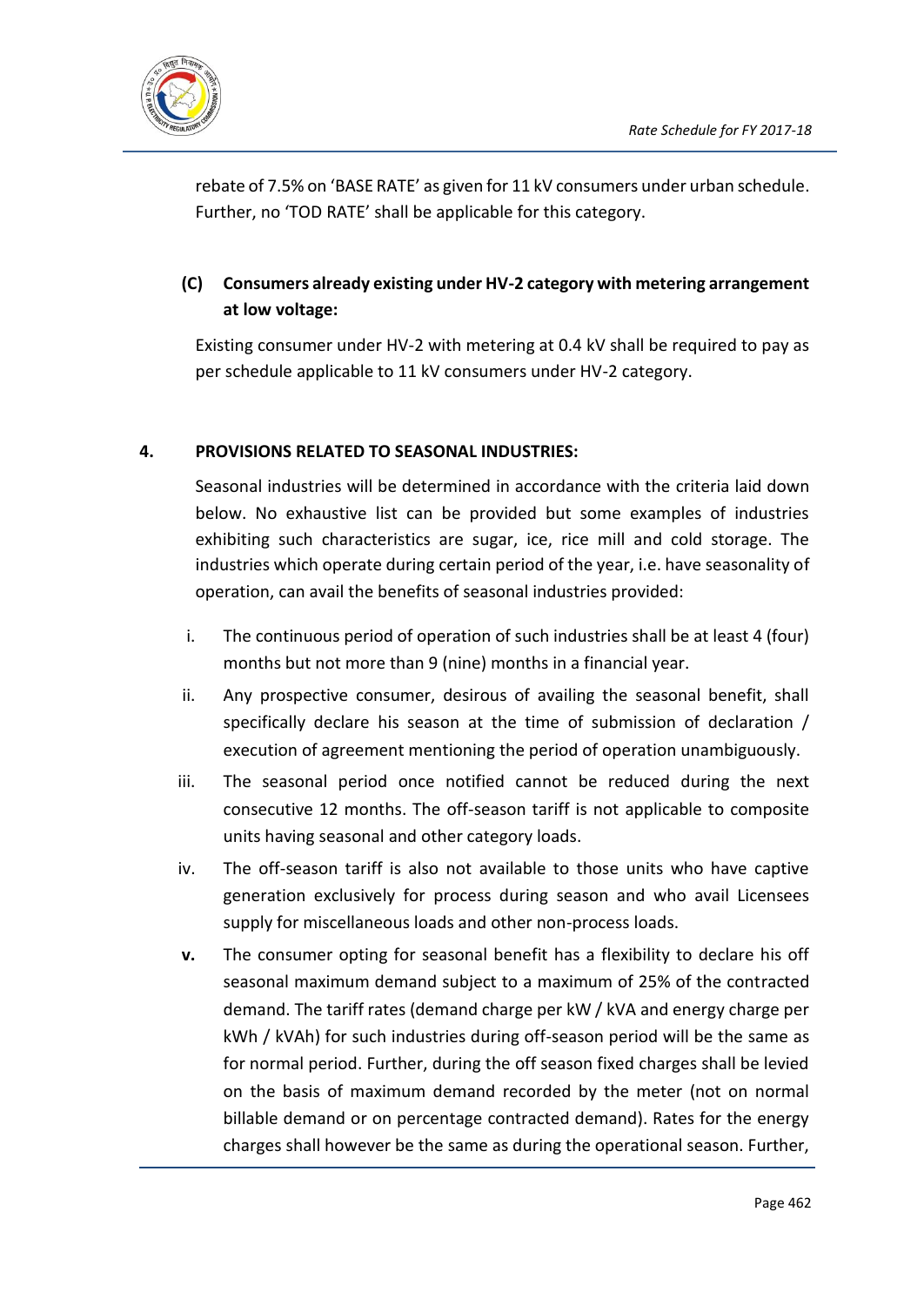rebate of 7.5% on 'BASE RATE' as given for 11 kV consumers under urban schedule. Further, no 'TOD RATE' shall be applicable for this category.

**(C) Consumers already existing under HV-2 category with metering arrangement at low voltage:**

Existing consumer under HV-2 with metering at 0.4 kV shall be required to pay as per schedule applicable to 11 kV consumers under HV-2 category.

**4. PROVISIONS RELATED TO SEASONAL INDUSTRIES:**

Seasonal industries will be determined in accordance with the criteria laid down below. No exhaustive list can be provided but some examples of industries exhibiting such characteristics are sugar, ice, rice mill and cold storage. The industries which operate during certain period of the year, i.e. have seasonality of operation, can avail the benefits of seasonal industries provided:

i. The continuous period of operation of such industries shall be at least 4 (four) months but not more than 9 (nine) months in a financial year.

ii. Any prospective consumer, desirous of availing the seasonal benefit, shall specifically declare his season at the time of submission of declaration / execution of agreement mentioning the period of operation unambiguously.

iii. The seasonal period once notified cannot be reduced during the next consecutive 12 months. The off-season tariff is not applicable to composite units having seasonal and other category loads.

iv. The off-season tariff is also not available to those units who have captive generation exclusively for process during season and who avail Licensees supply for miscellaneous loads and other non-process loads.

**v.** The consumer opting for seasonal benefit has a flexibility to declare his off seasonal maximum demand subject to a maximum of 25% of the contracted demand. The tariff rates (demand charge per kW / kVA and energy charge per kWh / kVAh) for such industries during off-season period will be the same as for normal period. Further, during the off season fixed charges shall be levied on the basis of maximum demand recorded by the meter (not on normal billable demand or on percentage contracted demand). Rates for the energy charges shall however be the same as during the operational season. Further,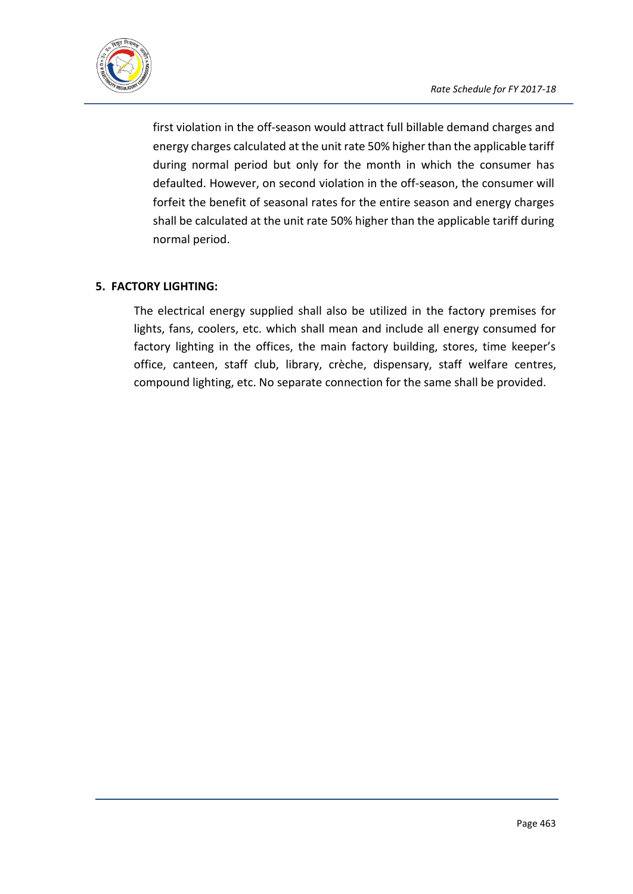first violation in the off-season would attract full billable demand charges and energy charges calculated at the unit rate 50% higher than the applicable tariff during normal period but only for the month in which the consumer has defaulted. However, on second violation in the off-season, the consumer will forfeit the benefit of seasonal rates for the entire season and energy charges shall be calculated at the unit rate 50% higher than the applicable tariff during normal period.

**5. FACTORY LIGHTING:**

The electrical energy supplied shall also be utilized in the factory premises for lights, fans, coolers, etc. which shall mean and include all energy consumed for factory lighting in the offices, the main factory building, stores, time keeper's office, canteen, staff club, library, crèche, dispensary, staff welfare centres, compound lighting, etc. No separate connection for the same shall be provided.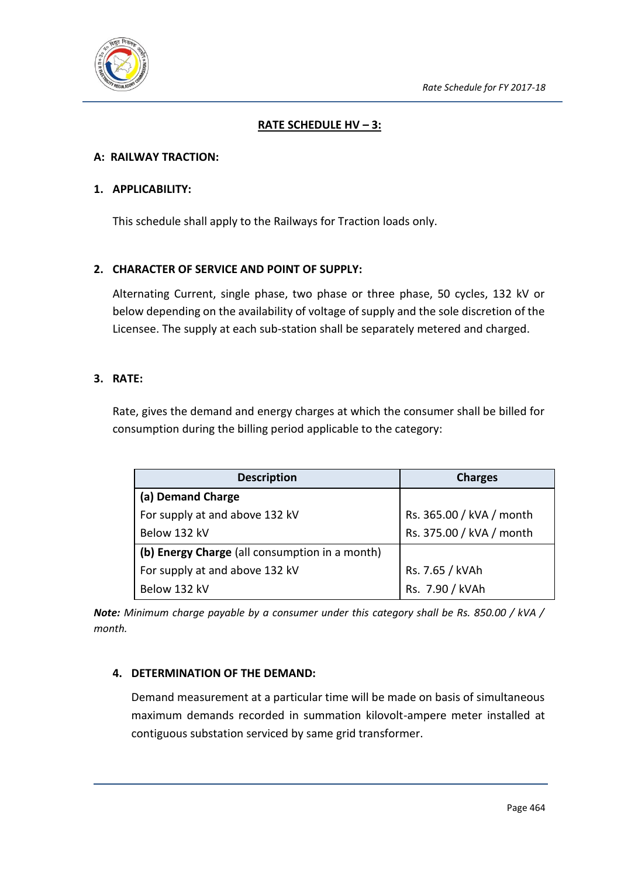## RATE SCHEDULE HV – 3:

### A: RAILWAY TRACTION:

### 1. APPLICABILITY:

This schedule shall apply to the Railways for Traction loads only.

### 2. CHARACTER OF SERVICE AND POINT OF SUPPLY:

Alternating Current, single phase, two phase or three phase, 50 cycles, 132 kV or below depending on the availability of voltage of supply and the sole discretion of the Licensee. The supply at each sub-station shall be separately metered and charged.

### 3. RATE:

Rate, gives the demand and energy charges at which the consumer shall be billed for consumption during the billing period applicable to the category:

| Description | Charges |
|---|---|
| **(a) Demand Charge** | |
| For supply at and above 132 kV | Rs. 365.00 / kVA / month |
| Below 132 kV | Rs. 375.00 / kVA / month |
| **(b) Energy Charge** (all consumption in a month) | |
| For supply at and above 132 kV | Rs. 7.65 / kVAh |
| Below 132 kV | Rs. 7.90 / kVAh |

***Note:*** *Minimum charge payable by a consumer under this category shall be Rs. 850.00 / kVA / month.*

### 4. DETERMINATION OF THE DEMAND:

Demand measurement at a particular time will be made on basis of simultaneous maximum demands recorded in summation kilovolt-ampere meter installed at contiguous substation serviced by same grid transformer.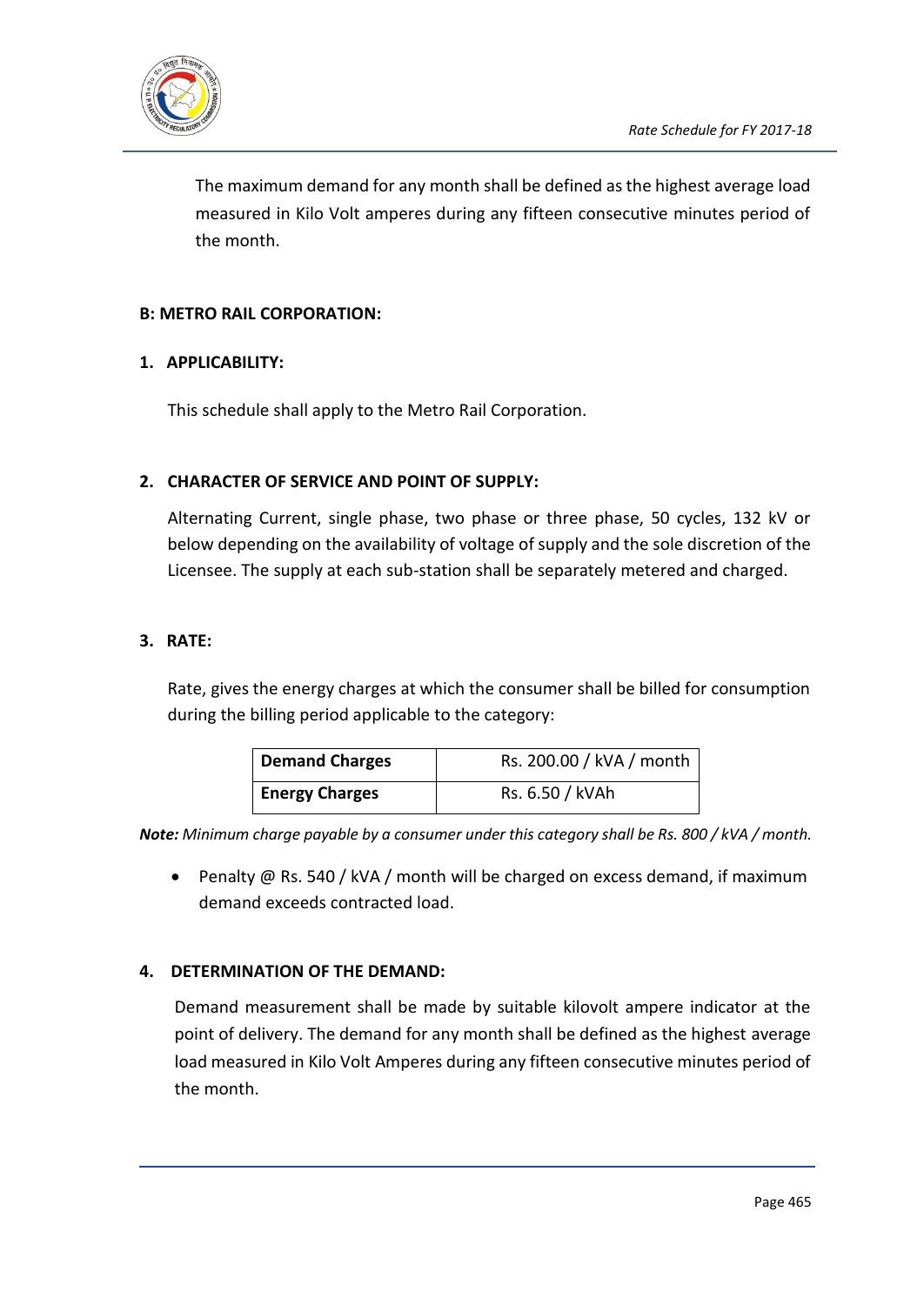The maximum demand for any month shall be defined as the highest average load measured in Kilo Volt amperes during any fifteen consecutive minutes period of the month.

**B: METRO RAIL CORPORATION:**

**1. APPLICABILITY:**

This schedule shall apply to the Metro Rail Corporation.

**2. CHARACTER OF SERVICE AND POINT OF SUPPLY:**

Alternating Current, single phase, two phase or three phase, 50 cycles, 132 kV or below depending on the availability of voltage of supply and the sole discretion of the Licensee. The supply at each sub-station shall be separately metered and charged.

**3. RATE:**

Rate, gives the energy charges at which the consumer shall be billed for consumption during the billing period applicable to the category:

| **Demand Charges** | Rs. 200.00 / kVA / month |
|---|---|
| **Energy Charges** | Rs. 6.50 / kVAh |

***Note:*** *Minimum charge payable by a consumer under this category shall be Rs. 800 / kVA / month.*

- Penalty @ Rs. 540 / kVA / month will be charged on excess demand, if maximum demand exceeds contracted load.

**4. DETERMINATION OF THE DEMAND:**

Demand measurement shall be made by suitable kilovolt ampere indicator at the point of delivery. The demand for any month shall be defined as the highest average load measured in Kilo Volt Amperes during any fifteen consecutive minutes period of the month.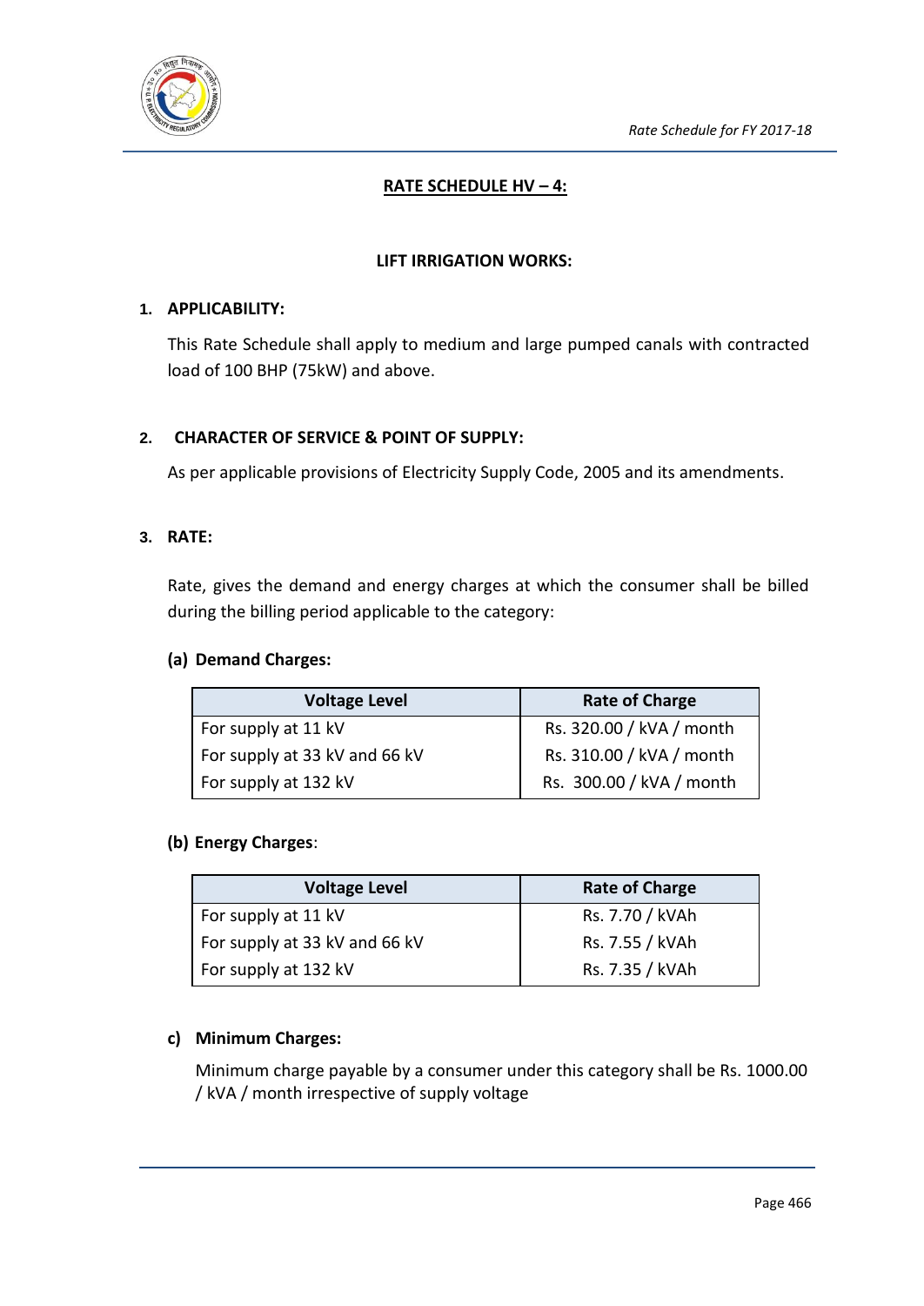## RATE SCHEDULE HV – 4:

### LIFT IRRIGATION WORKS:

**1. APPLICABILITY:**

This Rate Schedule shall apply to medium and large pumped canals with contracted load of 100 BHP (75kW) and above.

**2. CHARACTER OF SERVICE & POINT OF SUPPLY:**

As per applicable provisions of Electricity Supply Code, 2005 and its amendments.

**3. RATE:**

Rate, gives the demand and energy charges at which the consumer shall be billed during the billing period applicable to the category:

**(a) Demand Charges:**

| Voltage Level | Rate of Charge |
|---|---|
| For supply at 11 kV | Rs. 320.00 / kVA / month |
| For supply at 33 kV and 66 kV | Rs. 310.00 / kVA / month |
| For supply at 132 kV | Rs. 300.00 / kVA / month |

**(b) Energy Charges**:

| Voltage Level | Rate of Charge |
|---|---|
| For supply at 11 kV | Rs. 7.70 / kVAh |
| For supply at 33 kV and 66 kV | Rs. 7.55 / kVAh |
| For supply at 132 kV | Rs. 7.35 / kVAh |

**c) Minimum Charges:**

Minimum charge payable by a consumer under this category shall be Rs. 1000.00 / kVA / month irrespective of supply voltage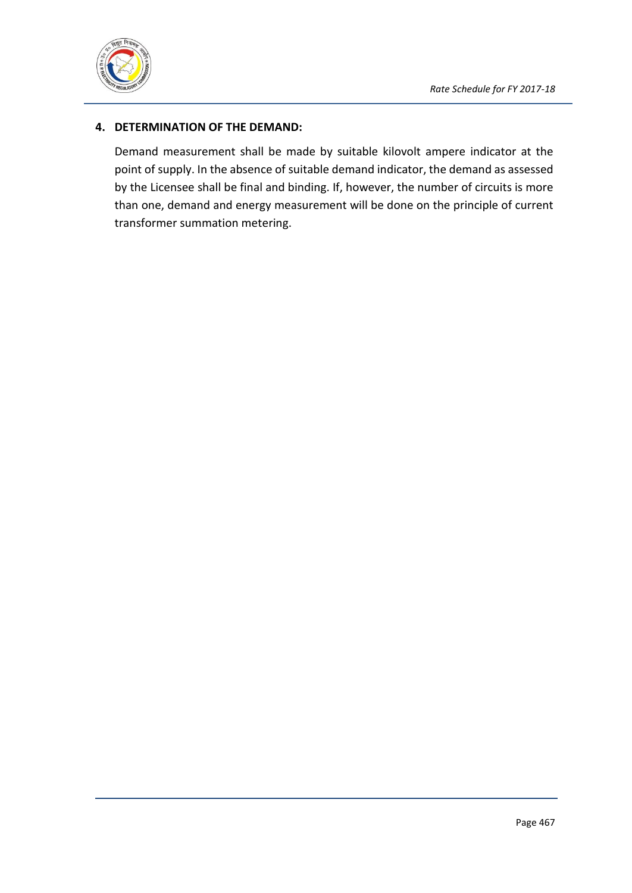#### 4. DETERMINATION OF THE DEMAND:

Demand measurement shall be made by suitable kilovolt ampere indicator at the point of supply. In the absence of suitable demand indicator, the demand as assessed by the Licensee shall be final and binding. If, however, the number of circuits is more than one, demand and energy measurement will be done on the principle of current transformer summation metering.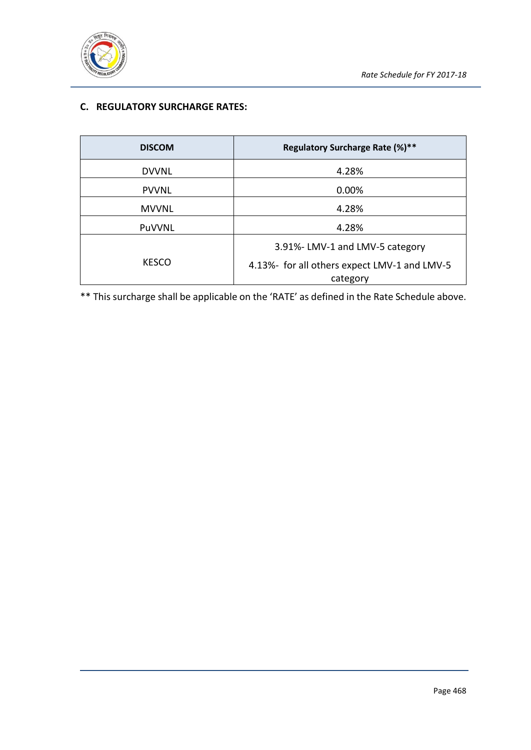## C. REGULATORY SURCHARGE RATES:

| DISCOM | Regulatory Surcharge Rate (%)** |
|---|---|
| DVVNL | 4.28% |
| PVVNL | 0.00% |
| MVVNL | 4.28% |
| PuVVNL | 4.28% |
| KESCO | 3.91%- LMV-1 and LMV-5 category<br>4.13%- for all others expect LMV-1 and LMV-5 category |

** This surcharge shall be applicable on the 'RATE' as defined in the Rate Schedule above.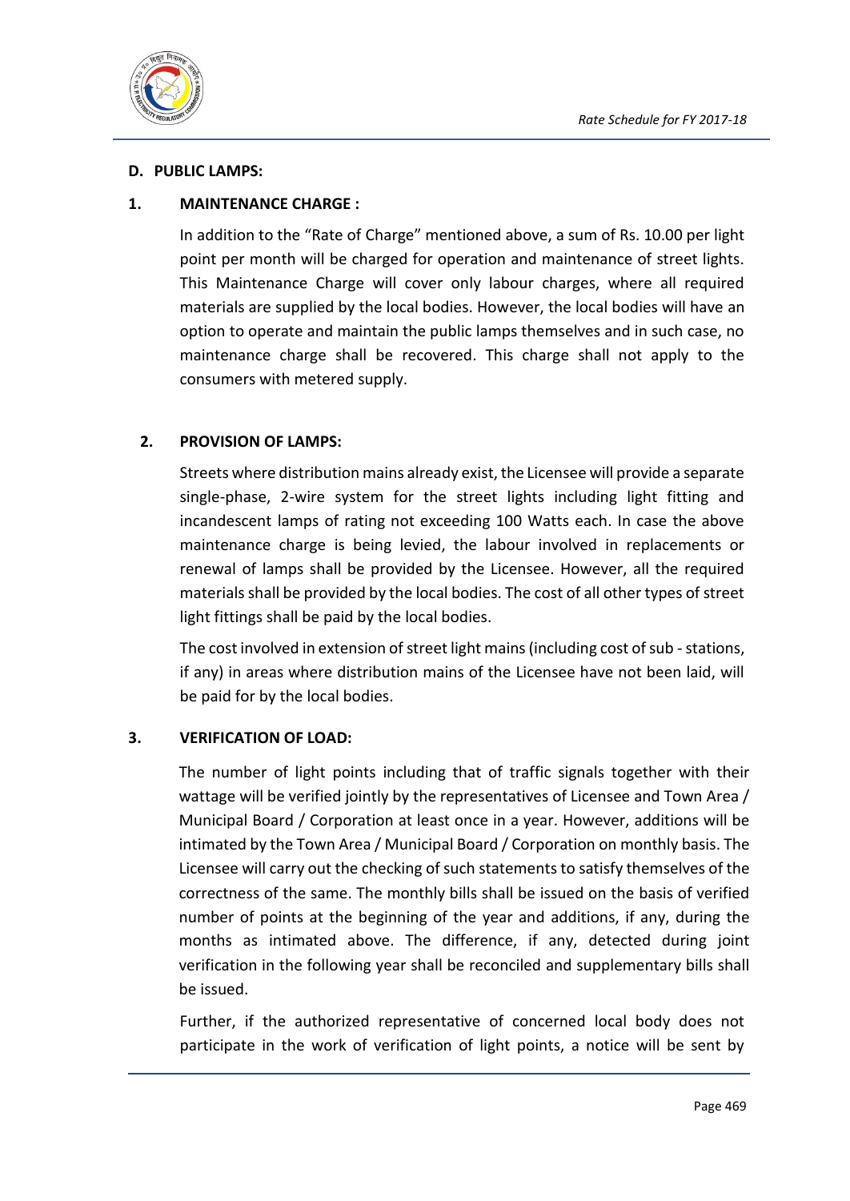## D. PUBLIC LAMPS:

### 1. MAINTENANCE CHARGE :

In addition to the "Rate of Charge" mentioned above, a sum of Rs. 10.00 per light point per month will be charged for operation and maintenance of street lights. This Maintenance Charge will cover only labour charges, where all required materials are supplied by the local bodies. However, the local bodies will have an option to operate and maintain the public lamps themselves and in such case, no maintenance charge shall be recovered. This charge shall not apply to the consumers with metered supply.

### 2. PROVISION OF LAMPS:

Streets where distribution mains already exist, the Licensee will provide a separate single-phase, 2-wire system for the street lights including light fitting and incandescent lamps of rating not exceeding 100 Watts each. In case the above maintenance charge is being levied, the labour involved in replacements or renewal of lamps shall be provided by the Licensee. However, all the required materials shall be provided by the local bodies. The cost of all other types of street light fittings shall be paid by the local bodies.

The cost involved in extension of street light mains (including cost of sub - stations, if any) in areas where distribution mains of the Licensee have not been laid, will be paid for by the local bodies.

### 3. VERIFICATION OF LOAD:

The number of light points including that of traffic signals together with their wattage will be verified jointly by the representatives of Licensee and Town Area / Municipal Board / Corporation at least once in a year. However, additions will be intimated by the Town Area / Municipal Board / Corporation on monthly basis. The Licensee will carry out the checking of such statements to satisfy themselves of the correctness of the same. The monthly bills shall be issued on the basis of verified number of points at the beginning of the year and additions, if any, during the months as intimated above. The difference, if any, detected during joint verification in the following year shall be reconciled and supplementary bills shall be issued.

Further, if the authorized representative of concerned local body does not participate in the work of verification of light points, a notice will be sent by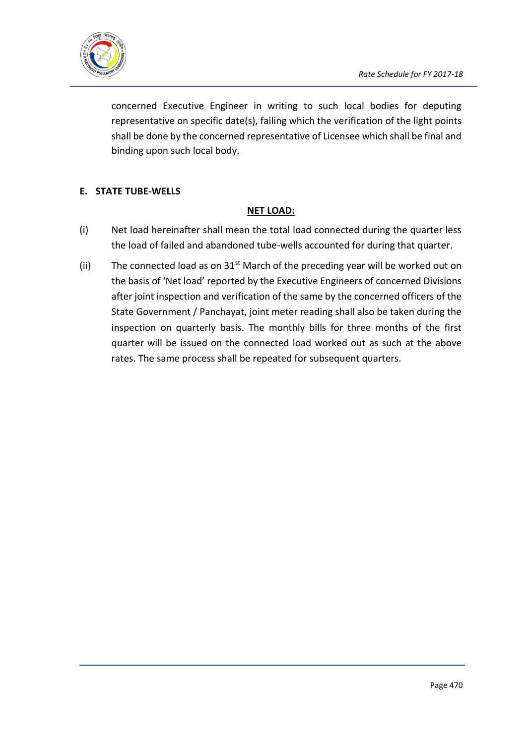concerned Executive Engineer in writing to such local bodies for deputing representative on specific date(s), failing which the verification of the light points shall be done by the concerned representative of Licensee which shall be final and binding upon such local body.

**E. STATE TUBE-WELLS**

**NET LOAD:**

(i) Net load hereinafter shall mean the total load connected during the quarter less the load of failed and abandoned tube-wells accounted for during that quarter.

(ii) The connected load as on 31st March of the preceding year will be worked out on the basis of 'Net load' reported by the Executive Engineers of concerned Divisions after joint inspection and verification of the same by the concerned officers of the State Government / Panchayat, joint meter reading shall also be taken during the inspection on quarterly basis. The monthly bills for three months of the first quarter will be issued on the connected load worked out as such at the above rates. The same process shall be repeated for subsequent quarters.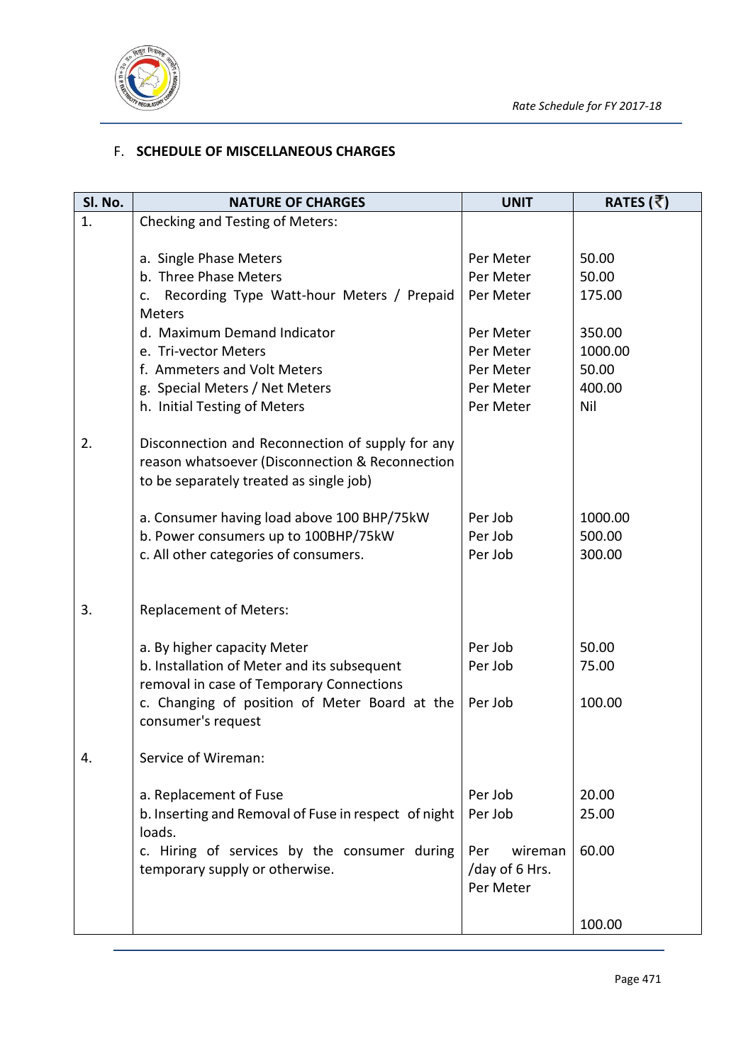F. **SCHEDULE OF MISCELLANEOUS CHARGES**

| Sl. No. | NATURE OF CHARGES | UNIT | RATES (₹) |
|---|---|---|---|
| 1. | Checking and Testing of Meters: | | |
| | a. Single Phase Meters | Per Meter | 50.00 |
| | b. Three Phase Meters | Per Meter | 50.00 |
| | c. Recording Type Watt-hour Meters / Prepaid Meters | Per Meter | 175.00 |
| | d. Maximum Demand Indicator | Per Meter | 350.00 |
| | e. Tri-vector Meters | Per Meter | 1000.00 |
| | f. Ammeters and Volt Meters | Per Meter | 50.00 |
| | g. Special Meters / Net Meters | Per Meter | 400.00 |
| | h. Initial Testing of Meters | Per Meter | Nil |
| 2. | Disconnection and Reconnection of supply for any reason whatsoever (Disconnection & Reconnection to be separately treated as single job) | | |
| | a. Consumer having load above 100 BHP/75kW | Per Job | 1000.00 |
| | b. Power consumers up to 100BHP/75kW | Per Job | 500.00 |
| | c. All other categories of consumers. | Per Job | 300.00 |
| 3. | Replacement of Meters: | | |
| | a. By higher capacity Meter | Per Job | 50.00 |
| | b. Installation of Meter and its subsequent removal in case of Temporary Connections | Per Job | 75.00 |
| | c. Changing of position of Meter Board at the consumer's request | Per Job | 100.00 |
| 4. | Service of Wireman: | | |
| | a. Replacement of Fuse | Per Job | 20.00 |
| | b. Inserting and Removal of Fuse in respect of night loads. | Per Job | 25.00 |
| | c. Hiring of services by the consumer during temporary supply or otherwise. | Per wireman /day of 6 Hrs. | 60.00 |
| | | Per Meter | 100.00 |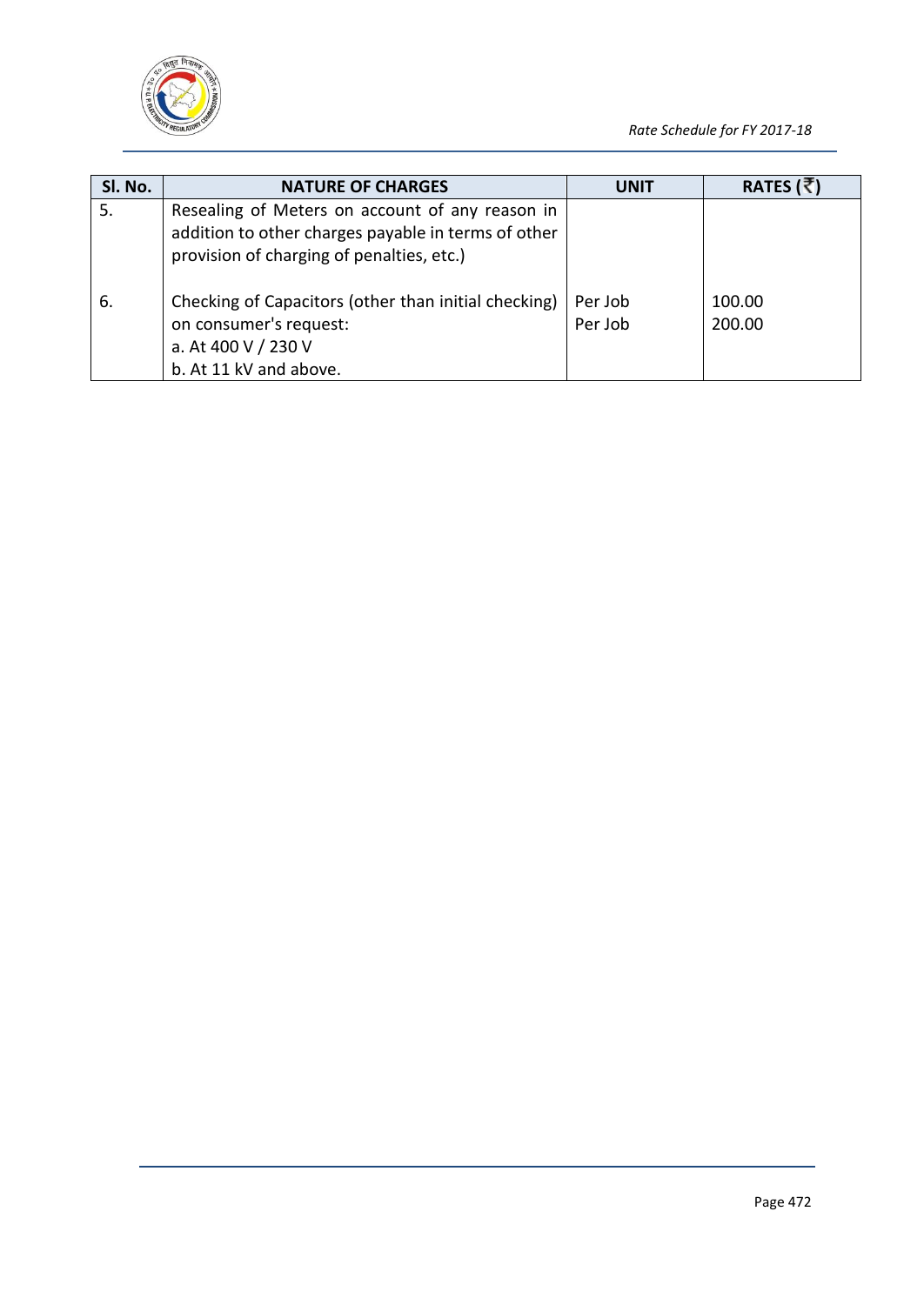| Sl. No. | NATURE OF CHARGES | UNIT | RATES (₹) |
|---|---|---|---|
| 5. | Resealing of Meters on account of any reason in addition to other charges payable in terms of other provision of charging of penalties, etc.) | | |
| 6. | Checking of Capacitors (other than initial checking) on consumer's request:<br>a. At 400 V / 230 V<br>b. At 11 kV and above. | Per Job<br>Per Job | 100.00<br>200.00 |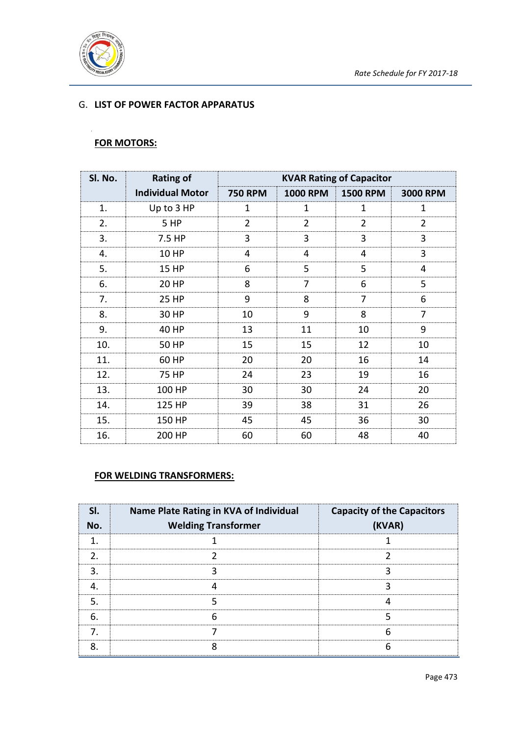## G. LIST OF POWER FACTOR APPARATUS

### FOR MOTORS:

| Sl. No. | Rating of Individual Motor | KVAR Rating of Capacitor | | | |
|---|---|---|---|---|---|
| | | 750 RPM | 1000 RPM | 1500 RPM | 3000 RPM |
| 1. | Up to 3 HP | 1 | 1 | 1 | 1 |
| 2. | 5 HP | 2 | 2 | 2 | 2 |
| 3. | 7.5 HP | 3 | 3 | 3 | 3 |
| 4. | 10 HP | 4 | 4 | 4 | 3 |
| 5. | 15 HP | 6 | 5 | 5 | 4 |
| 6. | 20 HP | 8 | 7 | 6 | 5 |
| 7. | 25 HP | 9 | 8 | 7 | 6 |
| 8. | 30 HP | 10 | 9 | 8 | 7 |
| 9. | 40 HP | 13 | 11 | 10 | 9 |
| 10. | 50 HP | 15 | 15 | 12 | 10 |
| 11. | 60 HP | 20 | 20 | 16 | 14 |
| 12. | 75 HP | 24 | 23 | 19 | 16 |
| 13. | 100 HP | 30 | 30 | 24 | 20 |
| 14. | 125 HP | 39 | 38 | 31 | 26 |
| 15. | 150 HP | 45 | 45 | 36 | 30 |
| 16. | 200 HP | 60 | 60 | 48 | 40 |

### FOR WELDING TRANSFORMERS:

| Sl. No. | Name Plate Rating in KVA of Individual Welding Transformer | Capacity of the Capacitors (KVAR) |
|---|---|---|
| 1. | 1 | 1 |
| 2. | 2 | 2 |
| 3. | 3 | 3 |
| 4. | 4 | 3 |
| 5. | 5 | 4 |
| 6. | 6 | 5 |
| 7. | 7 | 6 |
| 8. | 8 | 6 |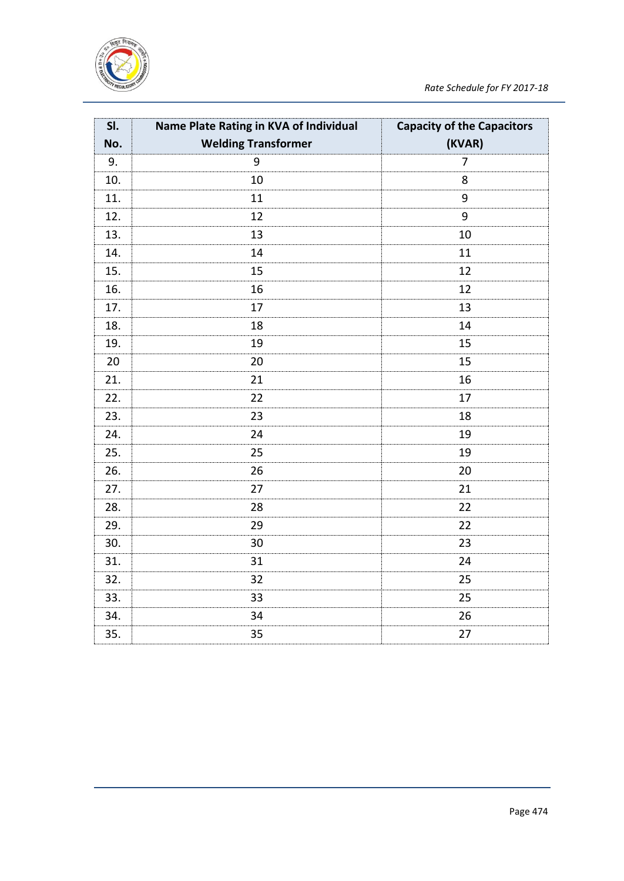| Sl. No. | Name Plate Rating in KVA of Individual Welding Transformer | Capacity of the Capacitors (KVAR) |
|---|---|---|
| 9. | 9 | 7 |
| 10. | 10 | 8 |
| 11. | 11 | 9 |
| 12. | 12 | 9 |
| 13. | 13 | 10 |
| 14. | 14 | 11 |
| 15. | 15 | 12 |
| 16. | 16 | 12 |
| 17. | 17 | 13 |
| 18. | 18 | 14 |
| 19. | 19 | 15 |
| 20 | 20 | 15 |
| 21. | 21 | 16 |
| 22. | 22 | 17 |
| 23. | 23 | 18 |
| 24. | 24 | 19 |
| 25. | 25 | 19 |
| 26. | 26 | 20 |
| 27. | 27 | 21 |
| 28. | 28 | 22 |
| 29. | 29 | 22 |
| 30. | 30 | 23 |
| 31. | 31 | 24 |
| 32. | 32 | 25 |
| 33. | 33 | 25 |
| 34. | 34 | 26 |
| 35. | 35 | 27 |